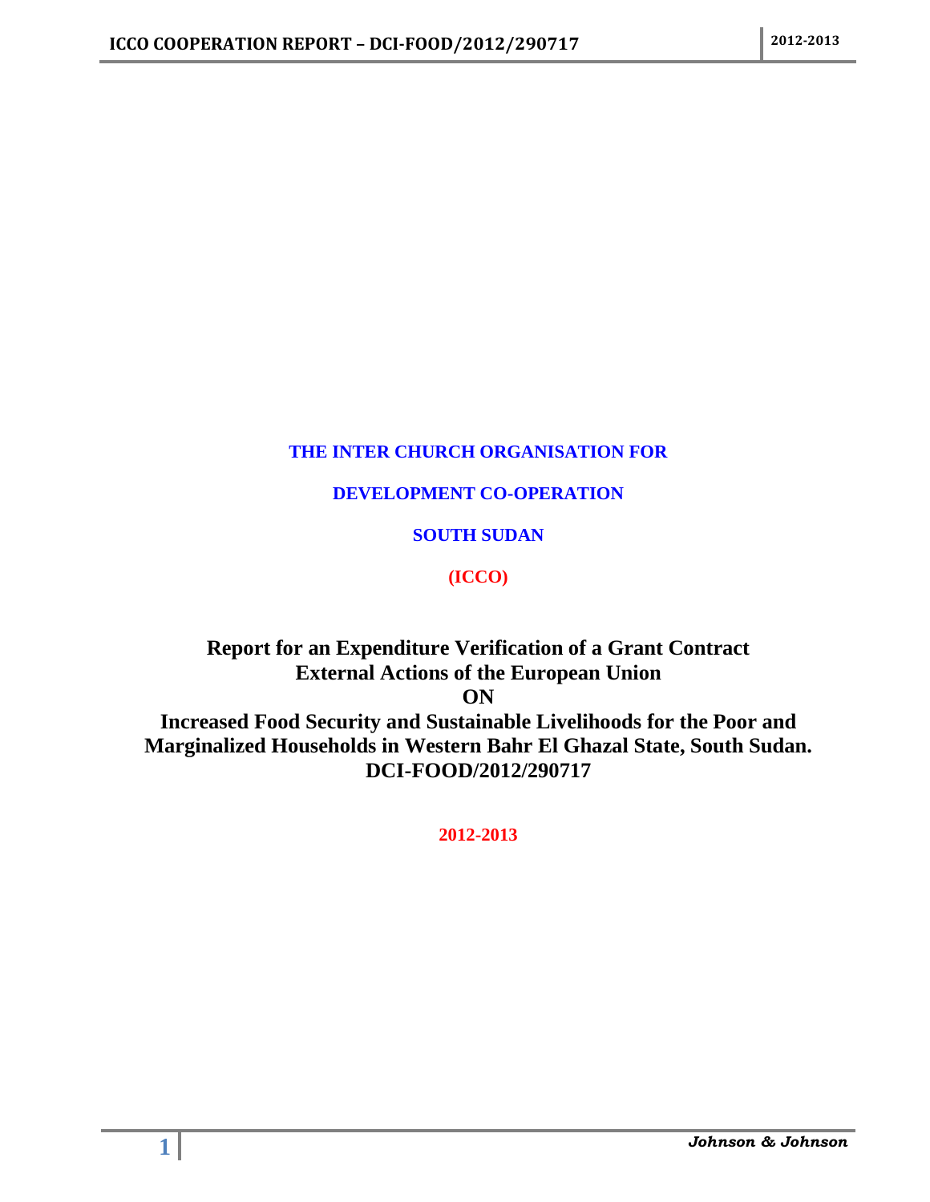**THE INTER CHURCH ORGANISATION FOR**

**DEVELOPMENT CO-OPERATION**

**SOUTH SUDAN**

**(ICCO)**

# Report for an Expenditure Verification of a Grant Contract External Actions of the European Union ON Increased Food Security and Sustainable Livelihoods for the Poor and Marginalized Households in Western Bahr El Ghazal State, South Sudan. DCI-FOOD/2012/290717

**2012-2013**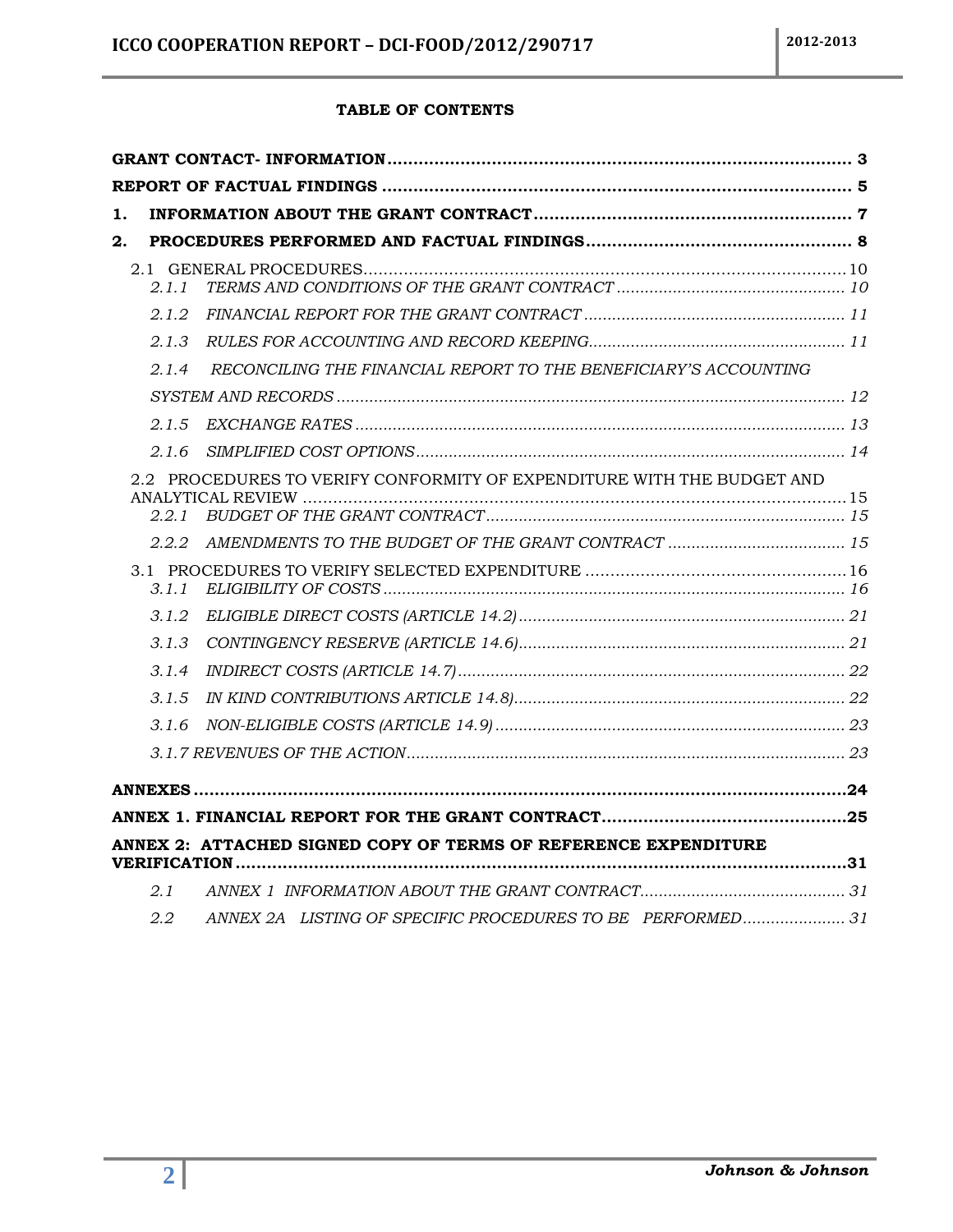**TABLE OF CONTENTS**

| | |
|---|---|
| **GRANT CONTACT- INFORMATION** | **3** |
| **REPORT OF FACTUAL FINDINGS** | **5** |
| **1. INFORMATION ABOUT THE GRANT CONTRACT** | **7** |
| **2. PROCEDURES PERFORMED AND FACTUAL FINDINGS** | **8** |
| 2.1 GENERAL PROCEDURES | 10 |
| *2.1.1 TERMS AND CONDITIONS OF THE GRANT CONTRACT* | *10* |
| *2.1.2 FINANCIAL REPORT FOR THE GRANT CONTRACT* | *11* |
| *2.1.3 RULES FOR ACCOUNTING AND RECORD KEEPING* | *11* |
| *2.1.4 RECONCILING THE FINANCIAL REPORT TO THE BENEFICIARY'S ACCOUNTING SYSTEM AND RECORDS* | *12* |
| *2.1.5 EXCHANGE RATES* | *13* |
| *2.1.6 SIMPLIFIED COST OPTIONS* | *14* |
| 2.2 PROCEDURES TO VERIFY CONFORMITY OF EXPENDITURE WITH THE BUDGET AND ANALYTICAL REVIEW | 15 |
| *2.2.1 BUDGET OF THE GRANT CONTRACT* | *15* |
| *2.2.2 AMENDMENTS TO THE BUDGET OF THE GRANT CONTRACT* | *15* |
| 3.1 PROCEDURES TO VERIFY SELECTED EXPENDITURE | 16 |
| *3.1.1 ELIGIBILITY OF COSTS* | *16* |
| *3.1.2 ELIGIBLE DIRECT COSTS (ARTICLE 14.2)* | *21* |
| *3.1.3 CONTINGENCY RESERVE (ARTICLE 14.6)* | *21* |
| *3.1.4 INDIRECT COSTS (ARTICLE 14.7)* | *22* |
| *3.1.5 IN KIND CONTRIBUTIONS ARTICLE 14.8)* | *22* |
| *3.1.6 NON-ELIGIBLE COSTS (ARTICLE 14.9)* | *23* |
| *3.1.7 REVENUES OF THE ACTION* | *23* |
| **ANNEXES** | **24** |
| **ANNEX 1. FINANCIAL REPORT FOR THE GRANT CONTRACT** | **25** |
| **ANNEX 2: ATTACHED SIGNED COPY OF TERMS OF REFERENCE EXPENDITURE VERIFICATION** | **31** |
| *2.1 ANNEX 1 INFORMATION ABOUT THE GRANT CONTRACT* | *31* |
| *2.2 ANNEX 2A LISTING OF SPECIFIC PROCEDURES TO BE PERFORMED* | *31* |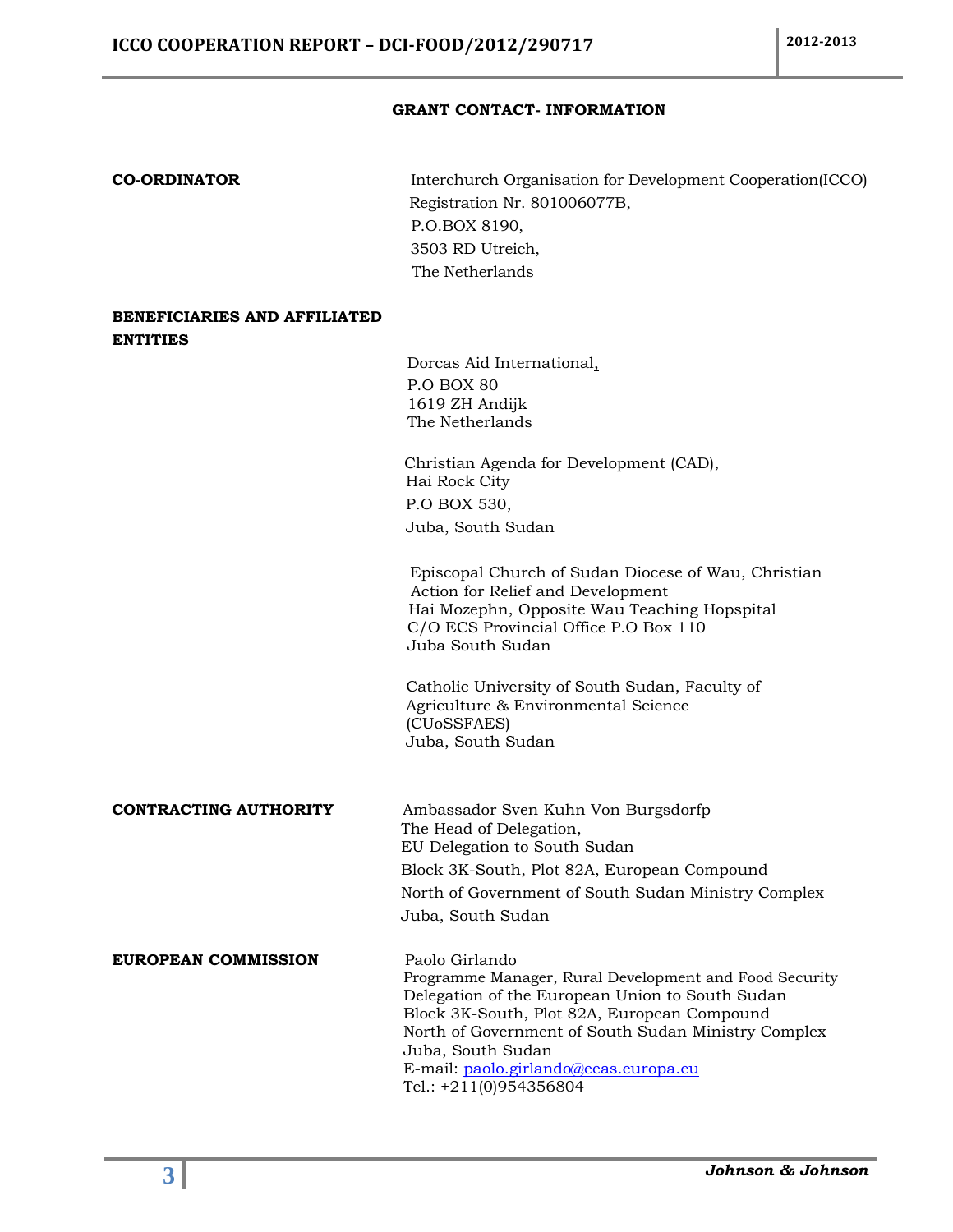## GRANT CONTACT- INFORMATION

**CO-ORDINATOR**

Interchurch Organisation for Development Cooperation(ICCO)
Registration Nr. 801006077B,
P.O.BOX 8190,
3503 RD Utreich,
The Netherlands

**BENEFICIARIES AND AFFILIATED ENTITIES**

Dorcas Aid International,
P.O BOX 80
1619 ZH Andijk
The Netherlands

Christian Agenda for Development (CAD),
Hai Rock City
P.O BOX 530,
Juba, South Sudan

Episcopal Church of Sudan Diocese of Wau, Christian Action for Relief and Development
Hai Mozephn, Opposite Wau Teaching Hopspital
C/O ECS Provincial Office P.O Box 110
Juba South Sudan

Catholic University of South Sudan, Faculty of Agriculture & Environmental Science (CUoSSFAES)
Juba, South Sudan

**CONTRACTING AUTHORITY**

Ambassador Sven Kuhn Von Burgsdorfp
The Head of Delegation,
EU Delegation to South Sudan
Block 3K-South, Plot 82A, European Compound
North of Government of South Sudan Ministry Complex
Juba, South Sudan

**EUROPEAN COMMISSION**

Paolo Girlando
Programme Manager, Rural Development and Food Security
Delegation of the European Union to South Sudan
Block 3K-South, Plot 82A, European Compound
North of Government of South Sudan Ministry Complex
Juba, South Sudan
E-mail: paolo.girlando@eeas.europa.eu
Tel.: +211(0)954356804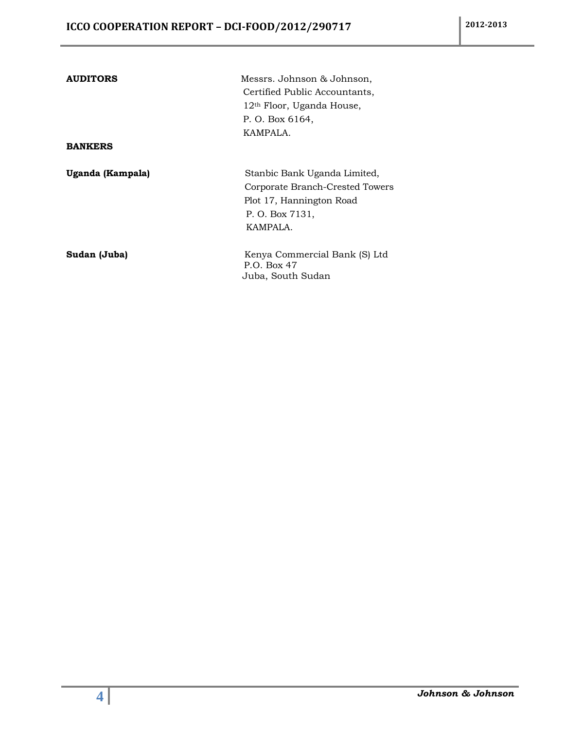| | |
|---|---|
| **AUDITORS** | Messrs. Johnson & Johnson,<br>Certified Public Accountants,<br>12th Floor, Uganda House,<br>P. O. Box 6164,<br>KAMPALA. |
| **BANKERS** | |
| **Uganda (Kampala)** | Stanbic Bank Uganda Limited,<br>Corporate Branch-Crested Towers<br>Plot 17, Hannington Road<br>P. O. Box 7131,<br>KAMPALA. |
| **Sudan (Juba)** | Kenya Commercial Bank (S) Ltd<br>P.O. Box 47<br>Juba, South Sudan |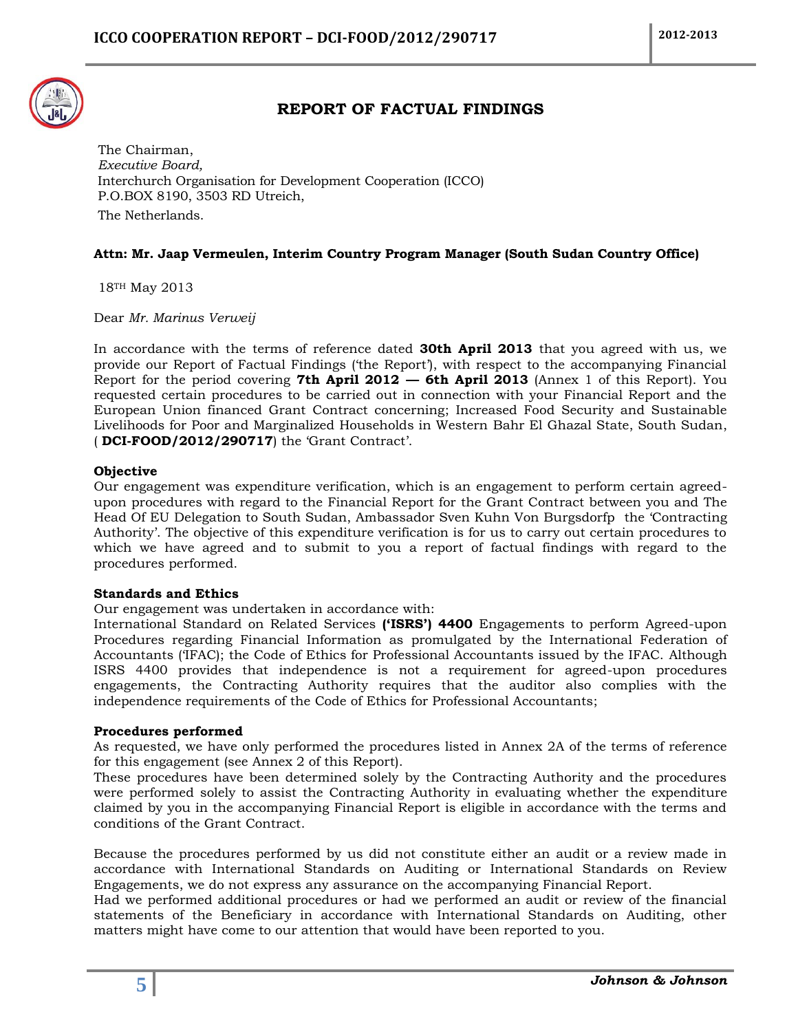## REPORT OF FACTUAL FINDINGS

The Chairman,
*Executive Board,*
Interchurch Organisation for Development Cooperation (ICCO)
P.O.BOX 8190, 3503 RD Utreich,
The Netherlands.

**Attn: Mr. Jaap Vermeulen, Interim Country Program Manager (South Sudan Country Office)**

18TH May 2013

Dear *Mr. Marinus Verweij*

In accordance with the terms of reference dated **30th April 2013** that you agreed with us, we provide our Report of Factual Findings ('the Report'), with respect to the accompanying Financial Report for the period covering **7th April 2012 — 6th April 2013** (Annex 1 of this Report). You requested certain procedures to be carried out in connection with your Financial Report and the European Union financed Grant Contract concerning; Increased Food Security and Sustainable Livelihoods for Poor and Marginalized Households in Western Bahr El Ghazal State, South Sudan, ( **DCI-FOOD/2012/290717**) the 'Grant Contract'.

**Objective**

Our engagement was expenditure verification, which is an engagement to perform certain agreed-upon procedures with regard to the Financial Report for the Grant Contract between you and The Head Of EU Delegation to South Sudan, Ambassador Sven Kuhn Von Burgsdorfp the 'Contracting Authority'. The objective of this expenditure verification is for us to carry out certain procedures to which we have agreed and to submit to you a report of factual findings with regard to the procedures performed.

**Standards and Ethics**

Our engagement was undertaken in accordance with:
International Standard on Related Services **('ISRS') 4400** Engagements to perform Agreed-upon Procedures regarding Financial Information as promulgated by the International Federation of Accountants ('IFAC'); the Code of Ethics for Professional Accountants issued by the IFAC. Although ISRS 4400 provides that independence is not a requirement for agreed-upon procedures engagements, the Contracting Authority requires that the auditor also complies with the independence requirements of the Code of Ethics for Professional Accountants;

**Procedures performed**

As requested, we have only performed the procedures listed in Annex 2A of the terms of reference for this engagement (see Annex 2 of this Report).
These procedures have been determined solely by the Contracting Authority and the procedures were performed solely to assist the Contracting Authority in evaluating whether the expenditure claimed by you in the accompanying Financial Report is eligible in accordance with the terms and conditions of the Grant Contract.

Because the procedures performed by us did not constitute either an audit or a review made in accordance with International Standards on Auditing or International Standards on Review Engagements, we do not express any assurance on the accompanying Financial Report.
Had we performed additional procedures or had we performed an audit or review of the financial statements of the Beneficiary in accordance with International Standards on Auditing, other matters might have come to our attention that would have been reported to you.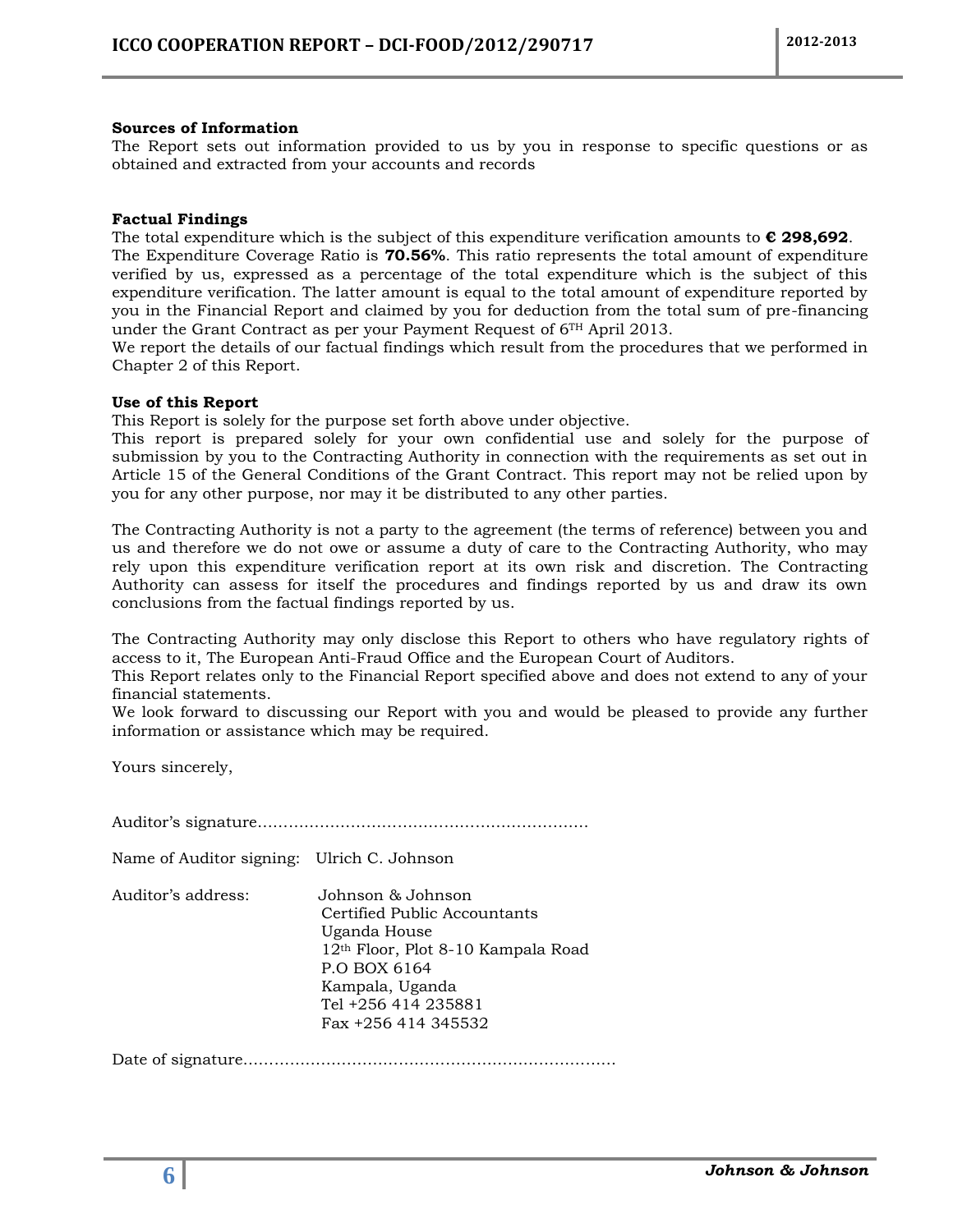**Sources of Information**

The Report sets out information provided to us by you in response to specific questions or as obtained and extracted from your accounts and records

**Factual Findings**

The total expenditure which is the subject of this expenditure verification amounts to **€ 298,692**. The Expenditure Coverage Ratio is **70.56%**. This ratio represents the total amount of expenditure verified by us, expressed as a percentage of the total expenditure which is the subject of this expenditure verification. The latter amount is equal to the total amount of expenditure reported by you in the Financial Report and claimed by you for deduction from the total sum of pre-financing under the Grant Contract as per your Payment Request of 6TH April 2013.

We report the details of our factual findings which result from the procedures that we performed in Chapter 2 of this Report.

**Use of this Report**

This Report is solely for the purpose set forth above under objective.

This report is prepared solely for your own confidential use and solely for the purpose of submission by you to the Contracting Authority in connection with the requirements as set out in Article 15 of the General Conditions of the Grant Contract. This report may not be relied upon by you for any other purpose, nor may it be distributed to any other parties.

The Contracting Authority is not a party to the agreement (the terms of reference) between you and us and therefore we do not owe or assume a duty of care to the Contracting Authority, who may rely upon this expenditure verification report at its own risk and discretion. The Contracting Authority can assess for itself the procedures and findings reported by us and draw its own conclusions from the factual findings reported by us.

The Contracting Authority may only disclose this Report to others who have regulatory rights of access to it, The European Anti-Fraud Office and the European Court of Auditors.

This Report relates only to the Financial Report specified above and does not extend to any of your financial statements.

We look forward to discussing our Report with you and would be pleased to provide any further information or assistance which may be required.

Yours sincerely,

Auditor's signature………………………………………………………

Name of Auditor signing: Ulrich C. Johnson

Auditor's address:

Johnson & Johnson
Certified Public Accountants
Uganda House
12th Floor, Plot 8-10 Kampala Road
P.O BOX 6164
Kampala, Uganda
Tel +256 414 235881
Fax +256 414 345532

Date of signature………………………………………………………………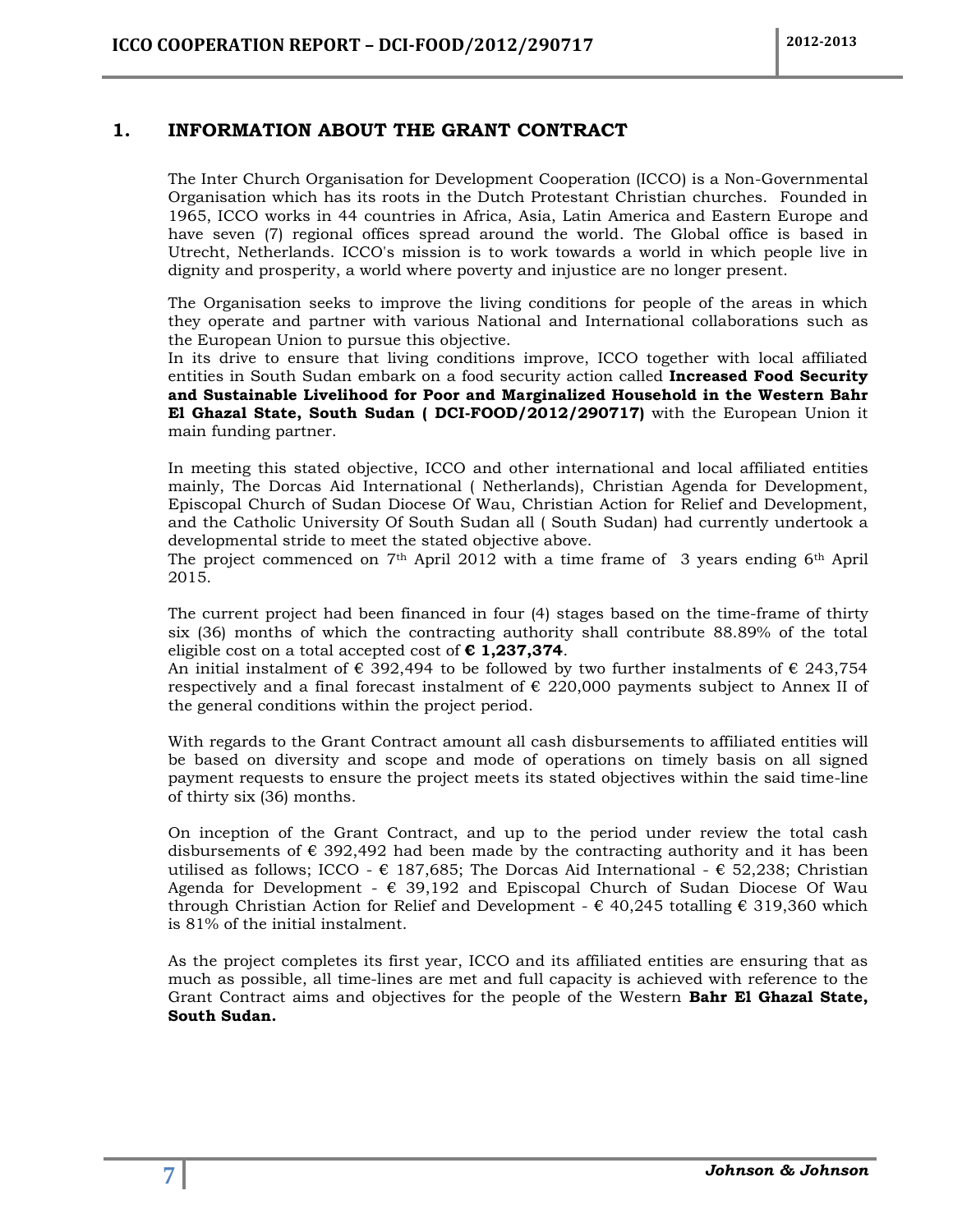## 1. INFORMATION ABOUT THE GRANT CONTRACT

The Inter Church Organisation for Development Cooperation (ICCO) is a Non-Governmental Organisation which has its roots in the Dutch Protestant Christian churches. Founded in 1965, ICCO works in 44 countries in Africa, Asia, Latin America and Eastern Europe and have seven (7) regional offices spread around the world. The Global office is based in Utrecht, Netherlands. ICCO's mission is to work towards a world in which people live in dignity and prosperity, a world where poverty and injustice are no longer present.

The Organisation seeks to improve the living conditions for people of the areas in which they operate and partner with various National and International collaborations such as the European Union to pursue this objective.
In its drive to ensure that living conditions improve, ICCO together with local affiliated entities in South Sudan embark on a food security action called **Increased Food Security and Sustainable Livelihood for Poor and Marginalized Household in the Western Bahr El Ghazal State, South Sudan ( DCI-FOOD/2012/290717)** with the European Union it main funding partner.

In meeting this stated objective, ICCO and other international and local affiliated entities mainly, The Dorcas Aid International ( Netherlands), Christian Agenda for Development, Episcopal Church of Sudan Diocese Of Wau, Christian Action for Relief and Development, and the Catholic University Of South Sudan all ( South Sudan) had currently undertook a developmental stride to meet the stated objective above.
The project commenced on 7th April 2012 with a time frame of 3 years ending 6th April 2015.

The current project had been financed in four (4) stages based on the time-frame of thirty six (36) months of which the contracting authority shall contribute 88.89% of the total eligible cost on a total accepted cost of **€ 1,237,374**.
An initial instalment of € 392,494 to be followed by two further instalments of € 243,754 respectively and a final forecast instalment of € 220,000 payments subject to Annex II of the general conditions within the project period.

With regards to the Grant Contract amount all cash disbursements to affiliated entities will be based on diversity and scope and mode of operations on timely basis on all signed payment requests to ensure the project meets its stated objectives within the said time-line of thirty six (36) months.

On inception of the Grant Contract, and up to the period under review the total cash disbursements of € 392,492 had been made by the contracting authority and it has been utilised as follows; ICCO - € 187,685; The Dorcas Aid International - € 52,238; Christian Agenda for Development - € 39,192 and Episcopal Church of Sudan Diocese Of Wau through Christian Action for Relief and Development - € 40,245 totalling € 319,360 which is 81% of the initial instalment.

As the project completes its first year, ICCO and its affiliated entities are ensuring that as much as possible, all time-lines are met and full capacity is achieved with reference to the Grant Contract aims and objectives for the people of the Western **Bahr El Ghazal State, South Sudan.**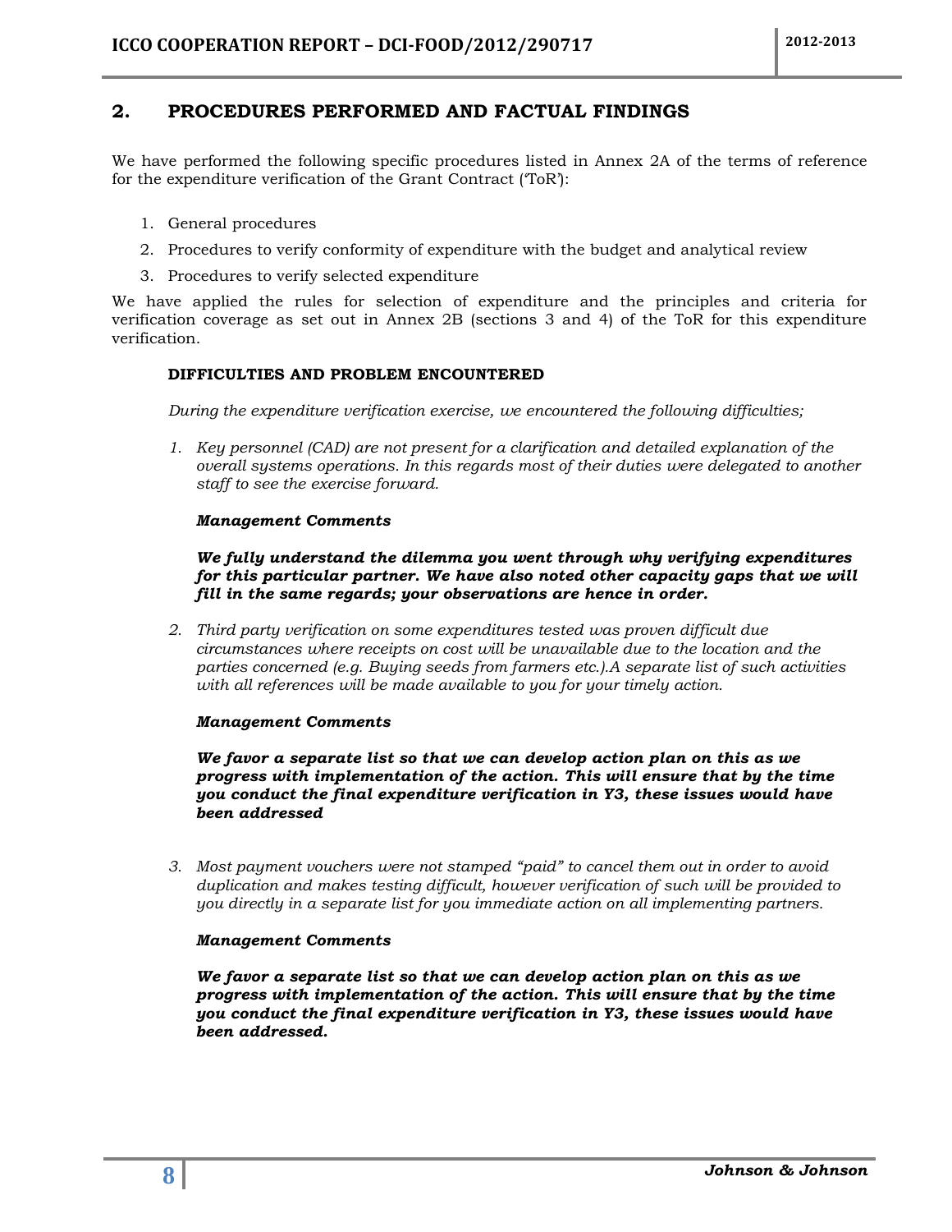## 2. PROCEDURES PERFORMED AND FACTUAL FINDINGS

We have performed the following specific procedures listed in Annex 2A of the terms of reference for the expenditure verification of the Grant Contract ('ToR'):

1. General procedures
2. Procedures to verify conformity of expenditure with the budget and analytical review
3. Procedures to verify selected expenditure

We have applied the rules for selection of expenditure and the principles and criteria for verification coverage as set out in Annex 2B (sections 3 and 4) of the ToR for this expenditure verification.

**DIFFICULTIES AND PROBLEM ENCOUNTERED**

*During the expenditure verification exercise, we encountered the following difficulties;*

1. *Key personnel (CAD) are not present for a clarification and detailed explanation of the overall systems operations. In this regards most of their duties were delegated to another staff to see the exercise forward.*

   ***Management Comments***

   ***We fully understand the dilemma you went through why verifying expenditures for this particular partner. We have also noted other capacity gaps that we will fill in the same regards; your observations are hence in order.***

2. *Third party verification on some expenditures tested was proven difficult due circumstances where receipts on cost will be unavailable due to the location and the parties concerned (e.g. Buying seeds from farmers etc.).A separate list of such activities with all references will be made available to you for your timely action.*

   ***Management Comments***

   ***We favor a separate list so that we can develop action plan on this as we progress with implementation of the action. This will ensure that by the time you conduct the final expenditure verification in Y3, these issues would have been addressed***

3. *Most payment vouchers were not stamped "paid" to cancel them out in order to avoid duplication and makes testing difficult, however verification of such will be provided to you directly in a separate list for you immediate action on all implementing partners.*

   ***Management Comments***

   ***We favor a separate list so that we can develop action plan on this as we progress with implementation of the action. This will ensure that by the time you conduct the final expenditure verification in Y3, these issues would have been addressed.***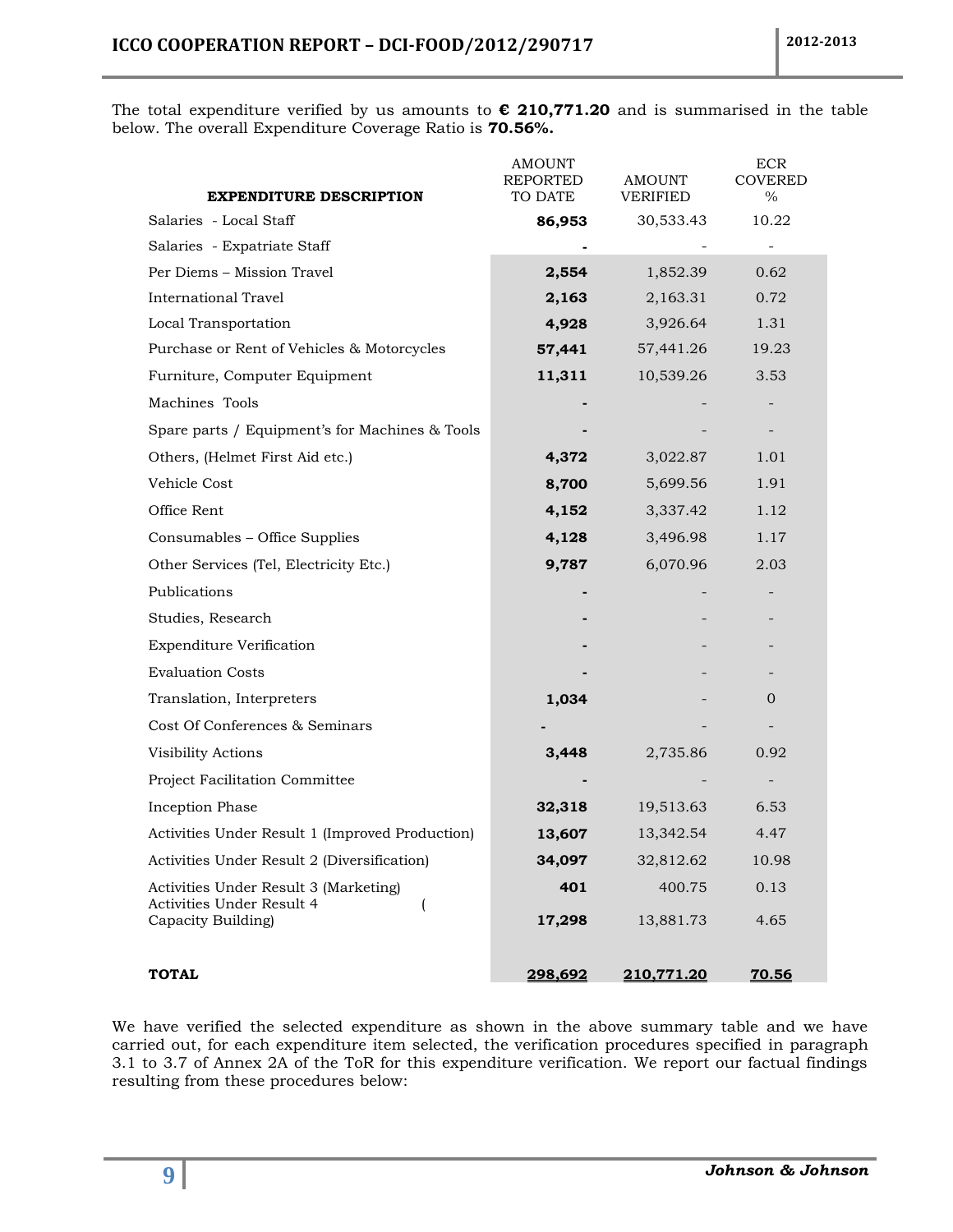The total expenditure verified by us amounts to **€ 210,771.20** and is summarised in the table below. The overall Expenditure Coverage Ratio is **70.56%.**

| EXPENDITURE DESCRIPTION | AMOUNT REPORTED TO DATE | AMOUNT VERIFIED | ECR COVERED % |
|---|---|---|---|
| Salaries - Local Staff | **86,953** | 30,533.43 | 10.22 |
| Salaries - Expatriate Staff | **-** | - | - |
| Per Diems – Mission Travel | **2,554** | 1,852.39 | 0.62 |
| International Travel | **2,163** | 2,163.31 | 0.72 |
| Local Transportation | **4,928** | 3,926.64 | 1.31 |
| Purchase or Rent of Vehicles & Motorcycles | **57,441** | 57,441.26 | 19.23 |
| Furniture, Computer Equipment | **11,311** | 10,539.26 | 3.53 |
| Machines Tools | **-** | - | - |
| Spare parts / Equipment's for Machines & Tools | **-** | - | - |
| Others, (Helmet First Aid etc.) | **4,372** | 3,022.87 | 1.01 |
| Vehicle Cost | **8,700** | 5,699.56 | 1.91 |
| Office Rent | **4,152** | 3,337.42 | 1.12 |
| Consumables – Office Supplies | **4,128** | 3,496.98 | 1.17 |
| Other Services (Tel, Electricity Etc.) | **9,787** | 6,070.96 | 2.03 |
| Publications | **-** | - | - |
| Studies, Research | **-** | - | - |
| Expenditure Verification | **-** | - | - |
| Evaluation Costs | **-** | - | - |
| Translation, Interpreters | **1,034** | - | 0 |
| Cost Of Conferences & Seminars | **-** | - | - |
| Visibility Actions | **3,448** | 2,735.86 | 0.92 |
| Project Facilitation Committee | **-** | - | - |
| Inception Phase | **32,318** | 19,513.63 | 6.53 |
| Activities Under Result 1 (Improved Production) | **13,607** | 13,342.54 | 4.47 |
| Activities Under Result 2 (Diversification) | **34,097** | 32,812.62 | 10.98 |
| Activities Under Result 3 (Marketing) | **401** | 400.75 | 0.13 |
| Activities Under Result 4 ( Capacity Building) | **17,298** | 13,881.73 | 4.65 |
| **TOTAL** | **298,692** | **210,771.20** | **70.56** |

We have verified the selected expenditure as shown in the above summary table and we have carried out, for each expenditure item selected, the verification procedures specified in paragraph 3.1 to 3.7 of Annex 2A of the ToR for this expenditure verification. We report our factual findings resulting from these procedures below: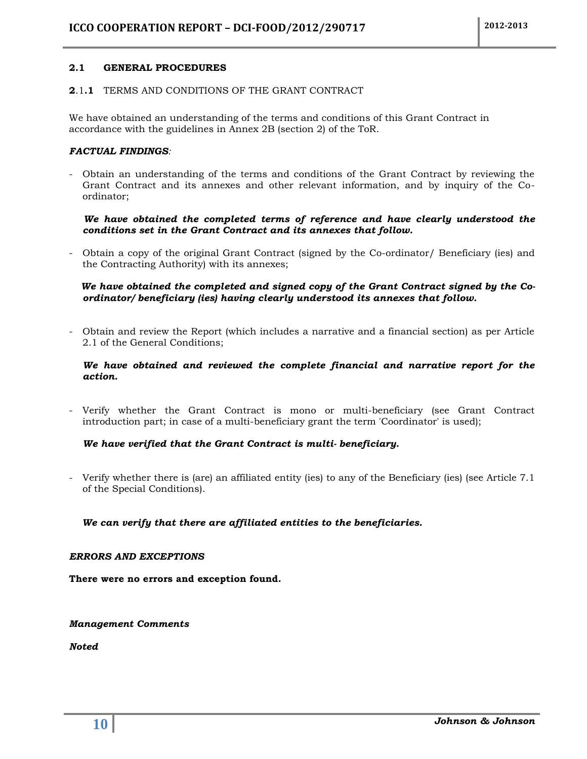## 2.1 GENERAL PROCEDURES

### 2.1.1 TERMS AND CONDITIONS OF THE GRANT CONTRACT

We have obtained an understanding of the terms and conditions of this Grant Contract in accordance with the guidelines in Annex 2B (section 2) of the ToR.

***FACTUAL FINDINGS:***

- Obtain an understanding of the terms and conditions of the Grant Contract by reviewing the Grant Contract and its annexes and other relevant information, and by inquiry of the Co-ordinator;

  ***We have obtained the completed terms of reference and have clearly understood the conditions set in the Grant Contract and its annexes that follow.***

- Obtain a copy of the original Grant Contract (signed by the Co-ordinator/ Beneficiary (ies) and the Contracting Authority) with its annexes;

  ***We have obtained the completed and signed copy of the Grant Contract signed by the Co-ordinator/ beneficiary (ies) having clearly understood its annexes that follow.***

- Obtain and review the Report (which includes a narrative and a financial section) as per Article 2.1 of the General Conditions;

  ***We have obtained and reviewed the complete financial and narrative report for the action.***

- Verify whether the Grant Contract is mono or multi-beneficiary (see Grant Contract introduction part; in case of a multi-beneficiary grant the term 'Coordinator' is used);

  ***We have verified that the Grant Contract is multi- beneficiary.***

- Verify whether there is (are) an affiliated entity (ies) to any of the Beneficiary (ies) (see Article 7.1 of the Special Conditions).

  ***We can verify that there are affiliated entities to the beneficiaries.***

***ERRORS AND EXCEPTIONS***

**There were no errors and exception found.**

***Management Comments***

***Noted***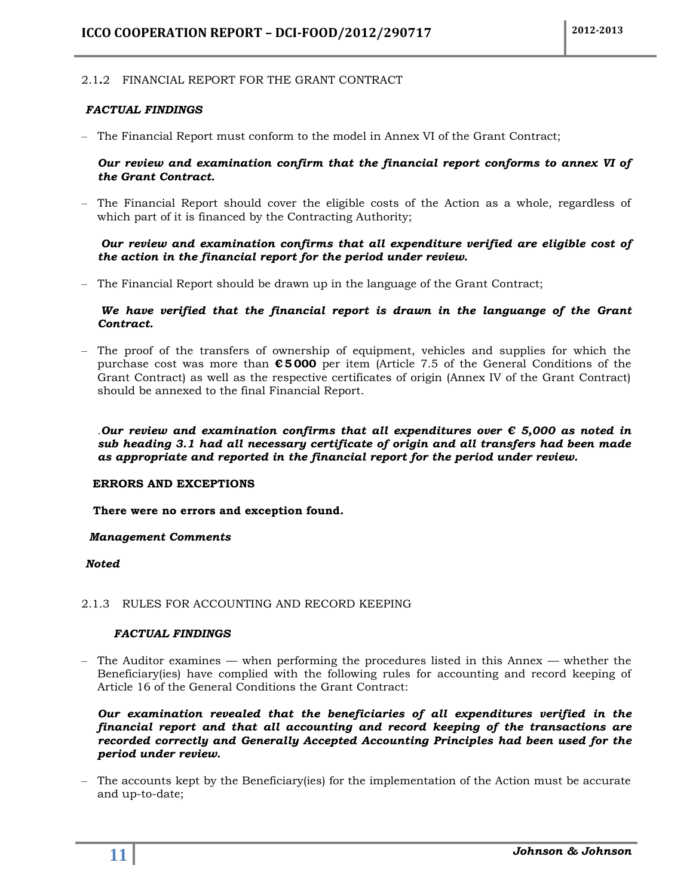### 2.1.2 FINANCIAL REPORT FOR THE GRANT CONTRACT

***FACTUAL FINDINGS***

- The Financial Report must conform to the model in Annex VI of the Grant Contract;

***Our review and examination confirm that the financial report conforms to annex VI of the Grant Contract.***

- The Financial Report should cover the eligible costs of the Action as a whole, regardless of which part of it is financed by the Contracting Authority;

***Our review and examination confirms that all expenditure verified are eligible cost of the action in the financial report for the period under review.***

- The Financial Report should be drawn up in the language of the Grant Contract;

***We have verified that the financial report is drawn in the languange of the Grant Contract.***

- The proof of the transfers of ownership of equipment, vehicles and supplies for which the purchase cost was more than **€ 5 000** per item (Article 7.5 of the General Conditions of the Grant Contract) as well as the respective certificates of origin (Annex IV of the Grant Contract) should be annexed to the final Financial Report.

.***Our review and examination confirms that all expenditures over € 5,000 as noted in sub heading 3.1 had all necessary certificate of origin and all transfers had been made as appropriate and reported in the financial report for the period under review.***

**ERRORS AND EXCEPTIONS**

**There were no errors and exception found.**

***Management Comments***

***Noted***

### 2.1.3 RULES FOR ACCOUNTING AND RECORD KEEPING

***FACTUAL FINDINGS***

- The Auditor examines — when performing the procedures listed in this Annex — whether the Beneficiary(ies) have complied with the following rules for accounting and record keeping of Article 16 of the General Conditions the Grant Contract:

***Our examination revealed that the beneficiaries of all expenditures verified in the financial report and that all accounting and record keeping of the transactions are recorded correctly and Generally Accepted Accounting Principles had been used for the period under review.***

- The accounts kept by the Beneficiary(ies) for the implementation of the Action must be accurate and up-to-date;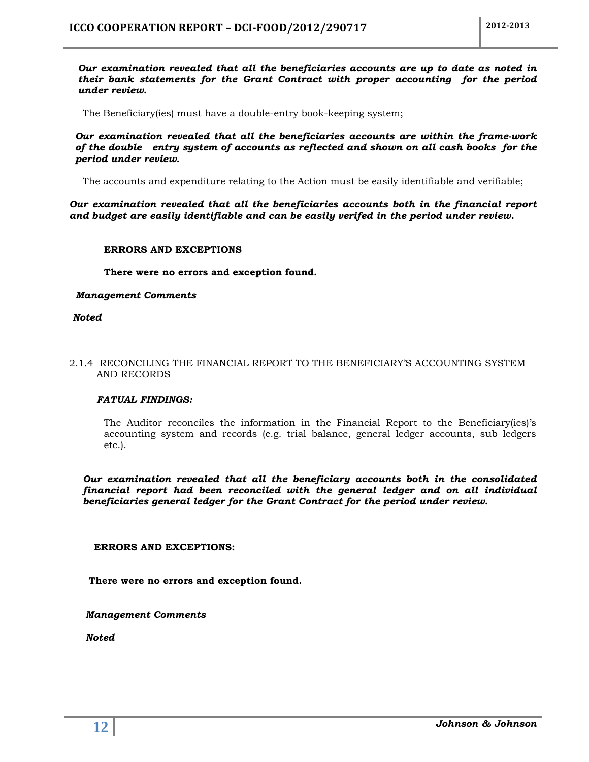***Our examination revealed that all the beneficiaries accounts are up to date as noted in their bank statements for the Grant Contract with proper accounting for the period under review.***

– The Beneficiary(ies) must have a double-entry book-keeping system;

***Our examination revealed that all the beneficiaries accounts are within the frame-work of the double entry system of accounts as reflected and shown on all cash books for the period under review.***

– The accounts and expenditure relating to the Action must be easily identifiable and verifiable;

***Our examination revealed that all the beneficiaries accounts both in the financial report and budget are easily identifiable and can be easily verifed in the period under review.***

**ERRORS AND EXCEPTIONS**

**There were no errors and exception found.**

***Management Comments***

***Noted***

2.1.4 RECONCILING THE FINANCIAL REPORT TO THE BENEFICIARY'S ACCOUNTING SYSTEM AND RECORDS

***FATUAL FINDINGS:***

The Auditor reconciles the information in the Financial Report to the Beneficiary(ies)'s accounting system and records (e.g. trial balance, general ledger accounts, sub ledgers etc.).

***Our examination revealed that all the beneficiary accounts both in the consolidated financial report had been reconciled with the general ledger and on all individual beneficiaries general ledger for the Grant Contract for the period under review.***

**ERRORS AND EXCEPTIONS:**

**There were no errors and exception found.**

***Management Comments***

***Noted***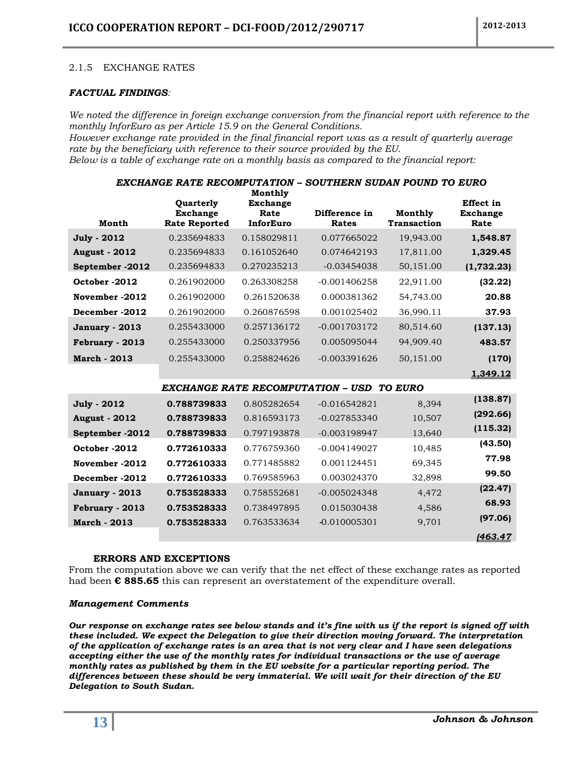2.1.5 EXCHANGE RATES

***FACTUAL FINDINGS**:*

*We noted the difference in foreign exchange conversion from the financial report with reference to the monthly InforEuro as per Article 15.9 on the General Conditions.*
*However exchange rate provided in the final financial report was as a result of quarterly average rate by the beneficiary with reference to their source provided by the EU.*
*Below is a table of exchange rate on a monthly basis as compared to the financial report:*

***EXCHANGE RATE RECOMPUTATION – SOUTHERN SUDAN POUND TO EURO***

| Month | Quarterly Exchange Rate Reported | Monthly Exchange Rate InforEuro | Difference in Rates | Monthly Transaction | Effect in Exchange Rate |
|---|---|---|---|---|---|
| **July - 2012** | 0.235694833 | 0.158029811 | 0.077665022 | 19,943.00 | **1,548.87** |
| **August - 2012** | 0.235694833 | 0.161052640 | 0.074642193 | 17,811.00 | **1,329.45** |
| **September -2012** | 0.235694833 | 0.270235213 | -0.03454038 | 50,151.00 | **(1,732.23)** |
| **October -2012** | 0.261902000 | 0.263308258 | -0.001406258 | 22,911.00 | **(32.22)** |
| **November -2012** | 0.261902000 | 0.261520638 | 0.000381362 | 54,743.00 | **20.88** |
| **December -2012** | 0.261902000 | 0.260876598 | 0.001025402 | 36,990.11 | **37.93** |
| **January - 2013** | 0.255433000 | 0.257136172 | -0.001703172 | 80,514.60 | **(137.13)** |
| **February - 2013** | 0.255433000 | 0.250337956 | 0.005095044 | 94,909.40 | **483.57** |
| **March - 2013** | 0.255433000 | 0.258824626 | -0.003391626 | 50,151.00 | **(170)** |
| | | | | | **1,349.12** |

***EXCHANGE RATE RECOMPUTATION – USD TO EURO***

| Month | Quarterly Exchange Rate Reported | Monthly Exchange Rate InforEuro | Difference in Rates | Monthly Transaction | Effect in Exchange Rate |
|---|---|---|---|---|---|
| **July - 2012** | **0.788739833** | 0.805282654 | -0.016542821 | 8,394 | **(138.87)** |
| **August - 2012** | **0.788739833** | 0.816593173 | -0.027853340 | 10,507 | **(292.66)** |
| **September -2012** | **0.788739833** | 0.797193878 | -0.003198947 | 13,640 | **(115.32)** |
| **October -2012** | **0.772610333** | 0.776759360 | -0.004149027 | 10,485 | **(43.50)** |
| **November -2012** | **0.772610333** | 0.771485882 | 0.001124451 | 69,345 | **77.98** |
| **December -2012** | **0.772610333** | 0.769585963 | 0.003024370 | 32,898 | **99.50** |
| **January - 2013** | **0.753528333** | 0.758552681 | -0.005024348 | 4,472 | **(22.47)** |
| **February - 2013** | **0.753528333** | 0.738497895 | 0.015030438 | 4,586 | **68.93** |
| **March - 2013** | **0.753528333** | 0.763533634 | -0.010005301 | 9,701 | **(97.06)** |
| | | | | | ***(463.47*** |

**ERRORS AND EXCEPTIONS**

From the computation above we can verify that the net effect of these exchange rates as reported had been **€ 885.65** this can represent an overstatement of the expenditure overall.

***Management Comments***

***Our response on exchange rates see below stands and it's fine with us if the report is signed off with these included. We expect the Delegation to give their direction moving forward. The interpretation of the application of exchange rates is an area that is not very clear and I have seen delegations accepting either the use of the monthly rates for individual transactions or the use of average monthly rates as published by them in the EU website for a particular reporting period. The differences between these should be very immaterial. We will wait for their direction of the EU Delegation to South Sudan.***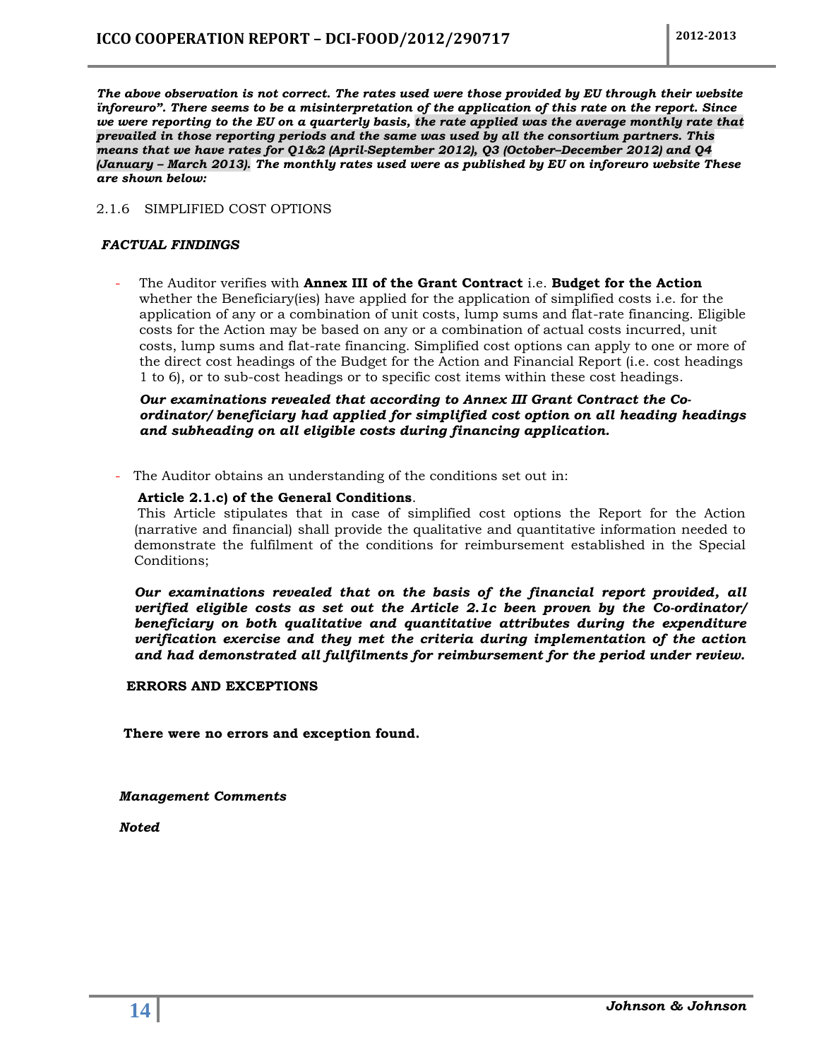***The above observation is not correct. The rates used were those provided by EU through their website inforeuro". There seems to be a misinterpretation of the application of this rate on the report. Since we were reporting to the EU on a quarterly basis, the rate applied was the average monthly rate that prevailed in those reporting periods and the same was used by all the consortium partners. This means that we have rates for Q1&2 (April-September 2012), Q3 (October–December 2012) and Q4 (January – March 2013). The monthly rates used were as published by EU on inforeuro website These are shown below:***

2.1.6 SIMPLIFIED COST OPTIONS

***FACTUAL FINDINGS***

- The Auditor verifies with **Annex III of the Grant Contract** i.e. **Budget for the Action** whether the Beneficiary(ies) have applied for the application of simplified costs i.e. for the application of any or a combination of unit costs, lump sums and flat-rate financing. Eligible costs for the Action may be based on any or a combination of actual costs incurred, unit costs, lump sums and flat-rate financing. Simplified cost options can apply to one or more of the direct cost headings of the Budget for the Action and Financial Report (i.e. cost headings 1 to 6), or to sub-cost headings or to specific cost items within these cost headings.

  ***Our examinations revealed that according to Annex III Grant Contract the Co-ordinator/ beneficiary had applied for simplified cost option on all heading headings and subheading on all eligible costs during financing application.***

- The Auditor obtains an understanding of the conditions set out in:

  **Article 2.1.c) of the General Conditions**.
  This Article stipulates that in case of simplified cost options the Report for the Action (narrative and financial) shall provide the qualitative and quantitative information needed to demonstrate the fulfilment of the conditions for reimbursement established in the Special Conditions;

  ***Our examinations revealed that on the basis of the financial report provided, all verified eligible costs as set out the Article 2.1c been proven by the Co-ordinator/ beneficiary on both qualitative and quantitative attributes during the expenditure verification exercise and they met the criteria during implementation of the action and had demonstrated all fullfilments for reimbursement for the period under review.***

**ERRORS AND EXCEPTIONS**

**There were no errors and exception found.**

***Management Comments***

***Noted***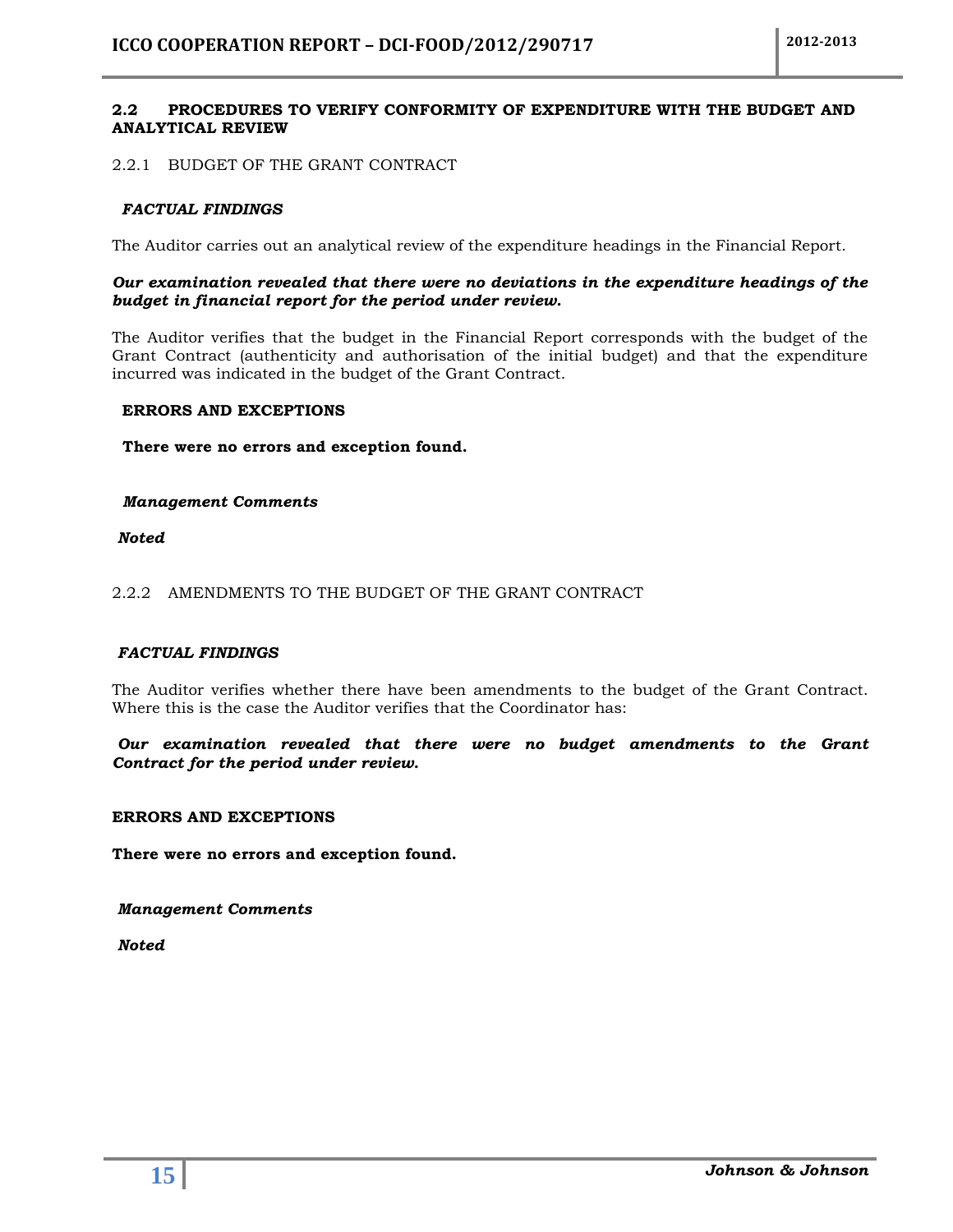## 2.2 PROCEDURES TO VERIFY CONFORMITY OF EXPENDITURE WITH THE BUDGET AND ANALYTICAL REVIEW

### 2.2.1 BUDGET OF THE GRANT CONTRACT

***FACTUAL FINDINGS***

The Auditor carries out an analytical review of the expenditure headings in the Financial Report.

***Our examination revealed that there were no deviations in the expenditure headings of the budget in financial report for the period under review.***

The Auditor verifies that the budget in the Financial Report corresponds with the budget of the Grant Contract (authenticity and authorisation of the initial budget) and that the expenditure incurred was indicated in the budget of the Grant Contract.

**ERRORS AND EXCEPTIONS**

**There were no errors and exception found.**

***Management Comments***

***Noted***

### 2.2.2 AMENDMENTS TO THE BUDGET OF THE GRANT CONTRACT

***FACTUAL FINDINGS***

The Auditor verifies whether there have been amendments to the budget of the Grant Contract. Where this is the case the Auditor verifies that the Coordinator has:

***Our examination revealed that there were no budget amendments to the Grant Contract for the period under review.***

**ERRORS AND EXCEPTIONS**

**There were no errors and exception found.**

***Management Comments***

***Noted***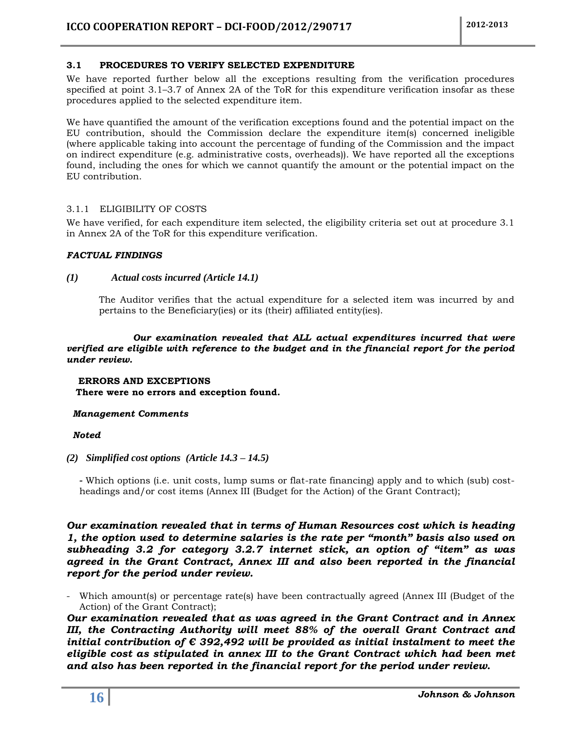### 3.1 PROCEDURES TO VERIFY SELECTED EXPENDITURE

We have reported further below all the exceptions resulting from the verification procedures specified at point 3.1–3.7 of Annex 2A of the ToR for this expenditure verification insofar as these procedures applied to the selected expenditure item.

We have quantified the amount of the verification exceptions found and the potential impact on the EU contribution, should the Commission declare the expenditure item(s) concerned ineligible (where applicable taking into account the percentage of funding of the Commission and the impact on indirect expenditure (e.g. administrative costs, overheads)). We have reported all the exceptions found, including the ones for which we cannot quantify the amount or the potential impact on the EU contribution.

#### 3.1.1 ELIGIBILITY OF COSTS

We have verified, for each expenditure item selected, the eligibility criteria set out at procedure 3.1 in Annex 2A of the ToR for this expenditure verification.

***FACTUAL FINDINGS***

***(1) Actual costs incurred (Article 14.1)***

The Auditor verifies that the actual expenditure for a selected item was incurred by and pertains to the Beneficiary(ies) or its (their) affiliated entity(ies).

***Our examination revealed that ALL actual expenditures incurred that were verified are eligible with reference to the budget and in the financial report for the period under review.***

**ERRORS AND EXCEPTIONS**

**There were no errors and exception found.**

***Management Comments***

***Noted***

***(2) Simplified cost options (Article 14.3 – 14.5)***

- Which options (i.e. unit costs, lump sums or flat-rate financing) apply and to which (sub) cost-headings and/or cost items (Annex III (Budget for the Action) of the Grant Contract);

***Our examination revealed that in terms of Human Resources cost which is heading 1, the option used to determine salaries is the rate per "month" basis also used on subheading 3.2 for category 3.2.7 internet stick, an option of "item" as was agreed in the Grant Contract, Annex III and also been reported in the financial report for the period under review.***

- Which amount(s) or percentage rate(s) have been contractually agreed (Annex III (Budget of the Action) of the Grant Contract);

***Our examination revealed that as was agreed in the Grant Contract and in Annex III, the Contracting Authority will meet 88% of the overall Grant Contract and initial contribution of € 392,492 will be provided as initial instalment to meet the eligible cost as stipulated in annex III to the Grant Contract which had been met and also has been reported in the financial report for the period under review.***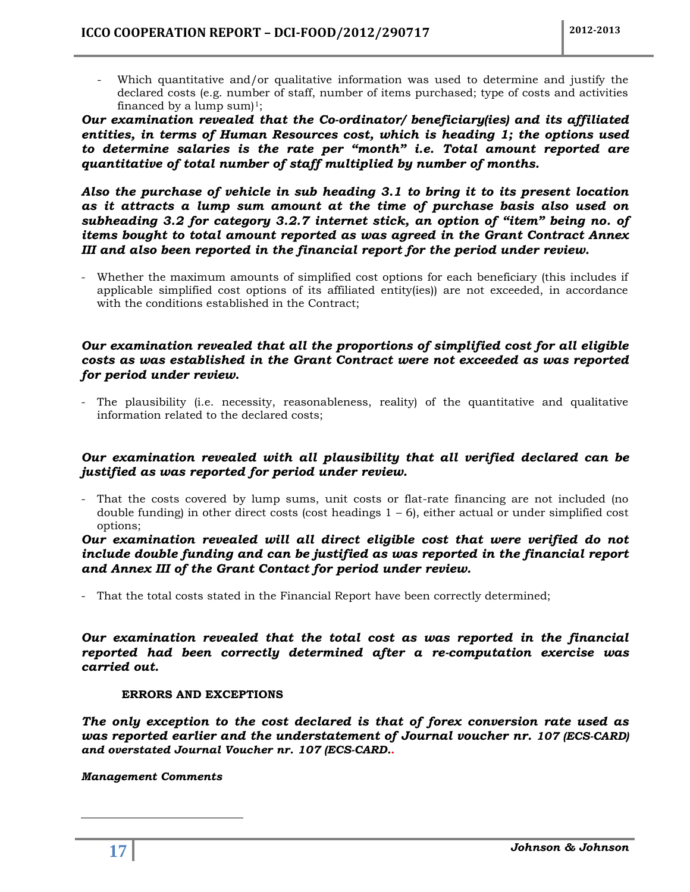- Which quantitative and/or qualitative information was used to determine and justify the declared costs (e.g. number of staff, number of items purchased; type of costs and activities financed by a lump sum)[1];

***Our examination revealed that the Co-ordinator/ beneficiary(ies) and its affiliated entities, in terms of Human Resources cost, which is heading 1; the options used to determine salaries is the rate per "month" i.e. Total amount reported are quantitative of total number of staff multiplied by number of months.***

***Also the purchase of vehicle in sub heading 3.1 to bring it to its present location as it attracts a lump sum amount at the time of purchase basis also used on subheading 3.2 for category 3.2.7 internet stick, an option of "item" being no. of items bought to total amount reported as was agreed in the Grant Contract Annex III and also been reported in the financial report for the period under review.***

- Whether the maximum amounts of simplified cost options for each beneficiary (this includes if applicable simplified cost options of its affiliated entity(ies)) are not exceeded, in accordance with the conditions established in the Contract;

***Our examination revealed that all the proportions of simplified cost for all eligible costs as was established in the Grant Contract were not exceeded as was reported for period under review.***

- The plausibility (i.e. necessity, reasonableness, reality) of the quantitative and qualitative information related to the declared costs;

***Our examination revealed with all plausibility that all verified declared can be justified as was reported for period under review.***

- That the costs covered by lump sums, unit costs or flat-rate financing are not included (no double funding) in other direct costs (cost headings 1 – 6), either actual or under simplified cost options;

***Our examination revealed will all direct eligible cost that were verified do not include double funding and can be justified as was reported in the financial report and Annex III of the Grant Contact for period under review.***

- That the total costs stated in the Financial Report have been correctly determined;

***Our examination revealed that the total cost as was reported in the financial reported had been correctly determined after a re-computation exercise was carried out.***

**ERRORS AND EXCEPTIONS**

***The only exception to the cost declared is that of forex conversion rate used as was reported earlier and the understatement of Journal voucher nr. 107 (ECS-CARD) and overstated Journal Voucher nr. 107 (ECS-CARD..***

***Management Comments***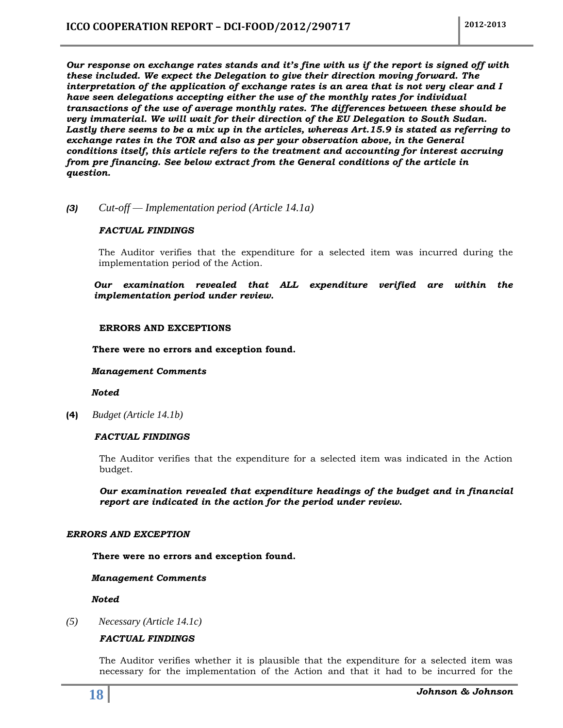***Our response on exchange rates stands and it's fine with us if the report is signed off with these included. We expect the Delegation to give their direction moving forward. The interpretation of the application of exchange rates is an area that is not very clear and I have seen delegations accepting either the use of the monthly rates for individual transactions of the use of average monthly rates. The differences between these should be very immaterial. We will wait for their direction of the EU Delegation to South Sudan. Lastly there seems to be a mix up in the articles, whereas Art.15.9 is stated as referring to exchange rates in the TOR and also as per your observation above, in the General conditions itself, this article refers to the treatment and accounting for interest accruing from pre financing. See below extract from the General conditions of the article in question.***

***(3)*** *Cut-off — Implementation period (Article 14.1a)*

***FACTUAL FINDINGS***

The Auditor verifies that the expenditure for a selected item was incurred during the implementation period of the Action.

***Our examination revealed that ALL expenditure verified are within the implementation period under review.***

**ERRORS AND EXCEPTIONS**

**There were no errors and exception found.**

***Management Comments***

***Noted***

**(4)** *Budget (Article 14.1b)*

***FACTUAL FINDINGS***

The Auditor verifies that the expenditure for a selected item was indicated in the Action budget.

***Our examination revealed that expenditure headings of the budget and in financial report are indicated in the action for the period under review.***

***ERRORS AND EXCEPTION***

**There were no errors and exception found.**

***Management Comments***

***Noted***

*(5)* *Necessary (Article 14.1c)*

***FACTUAL FINDINGS***

The Auditor verifies whether it is plausible that the expenditure for a selected item was necessary for the implementation of the Action and that it had to be incurred for the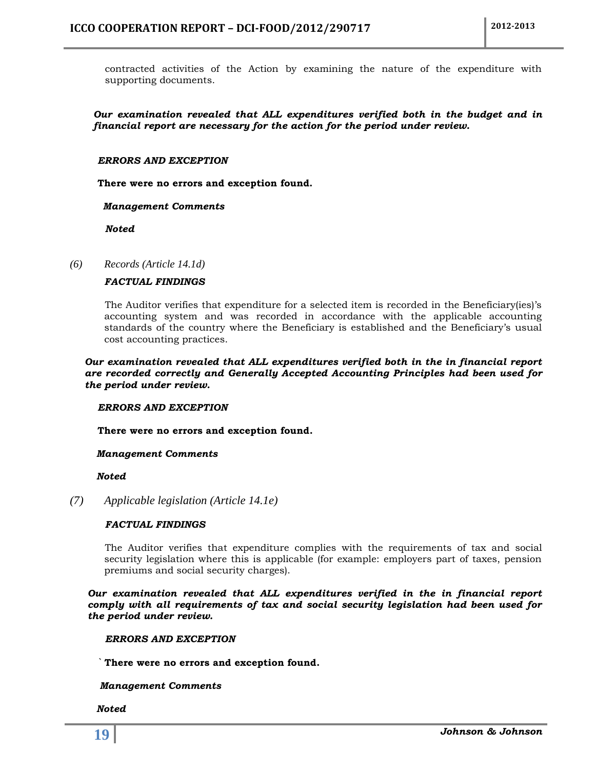contracted activities of the Action by examining the nature of the expenditure with supporting documents.

***Our examination revealed that ALL expenditures verified both in the budget and in financial report are necessary for the action for the period under review.***

***ERRORS AND EXCEPTION***

**There were no errors and exception found.**

***Management Comments***

***Noted***

*(6)* *Records (Article 14.1d)*

***FACTUAL FINDINGS***

The Auditor verifies that expenditure for a selected item is recorded in the Beneficiary(ies)'s accounting system and was recorded in accordance with the applicable accounting standards of the country where the Beneficiary is established and the Beneficiary's usual cost accounting practices.

***Our examination revealed that ALL expenditures verified both in the in financial report are recorded correctly and Generally Accepted Accounting Principles had been used for the period under review.***

***ERRORS AND EXCEPTION***

**There were no errors and exception found.**

***Management Comments***

***Noted***

*(7)* *Applicable legislation (Article 14.1e)*

***FACTUAL FINDINGS***

The Auditor verifies that expenditure complies with the requirements of tax and social security legislation where this is applicable (for example: employers part of taxes, pension premiums and social security charges).

***Our examination revealed that ALL expenditures verified in the in financial report comply with all requirements of tax and social security legislation had been used for the period under review.***

***ERRORS AND EXCEPTION***

**` There were no errors and exception found.**

***Management Comments***

***Noted***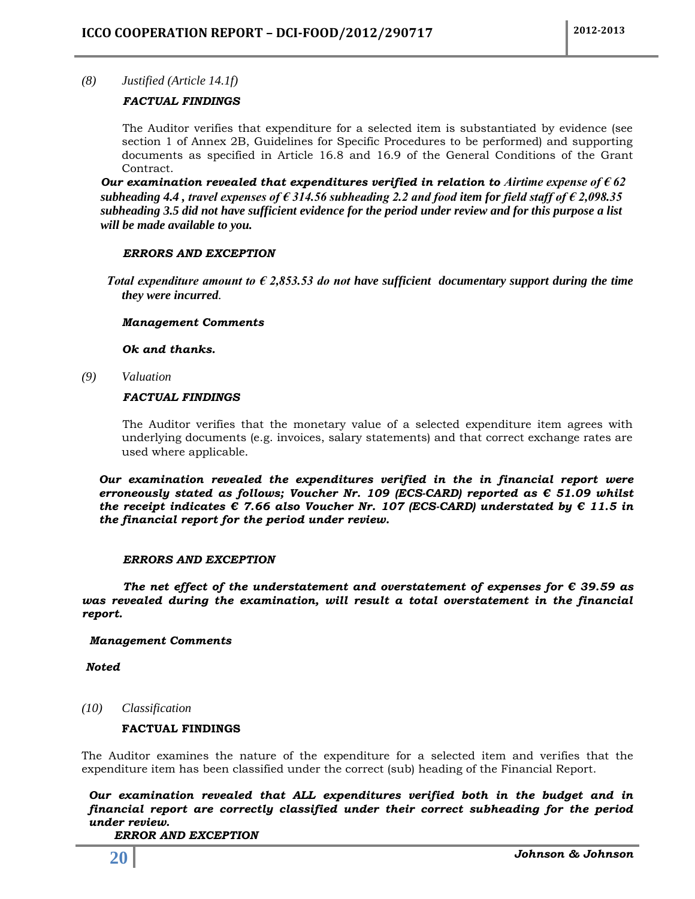*(8) Justified (Article 14.1f)*

***FACTUAL FINDINGS***

The Auditor verifies that expenditure for a selected item is substantiated by evidence (see section 1 of Annex 2B, Guidelines for Specific Procedures to be performed) and supporting documents as specified in Article 16.8 and 16.9 of the General Conditions of the Grant Contract.

***Our examination revealed that expenditures verified in relation to Airtime expense of € 62 subheading 4.4 , travel expenses of € 314.56 subheading 2.2 and food item for field staff of € 2,098.35 subheading 3.5 did not have sufficient evidence for the period under review and for this purpose a list will be made available to you.***

***ERRORS AND EXCEPTION***

***Total expenditure amount to € 2,853.53 do not have sufficient documentary support during the time they were incurred.***

***Management Comments***

***Ok and thanks.***

*(9) Valuation*

***FACTUAL FINDINGS***

The Auditor verifies that the monetary value of a selected expenditure item agrees with underlying documents (e.g. invoices, salary statements) and that correct exchange rates are used where applicable.

***Our examination revealed the expenditures verified in the in financial report were erroneously stated as follows; Voucher Nr. 109 (ECS-CARD) reported as € 51.09 whilst the receipt indicates € 7.66 also Voucher Nr. 107 (ECS-CARD) understated by € 11.5 in the financial report for the period under review.***

***ERRORS AND EXCEPTION***

***The net effect of the understatement and overstatement of expenses for € 39.59 as was revealed during the examination, will result a total overstatement in the financial report.***

***Management Comments***

***Noted***

*(10) Classification*

**FACTUAL FINDINGS**

The Auditor examines the nature of the expenditure for a selected item and verifies that the expenditure item has been classified under the correct (sub) heading of the Financial Report.

***Our examination revealed that ALL expenditures verified both in the budget and in financial report are correctly classified under their correct subheading for the period under review.***

***ERROR AND EXCEPTION***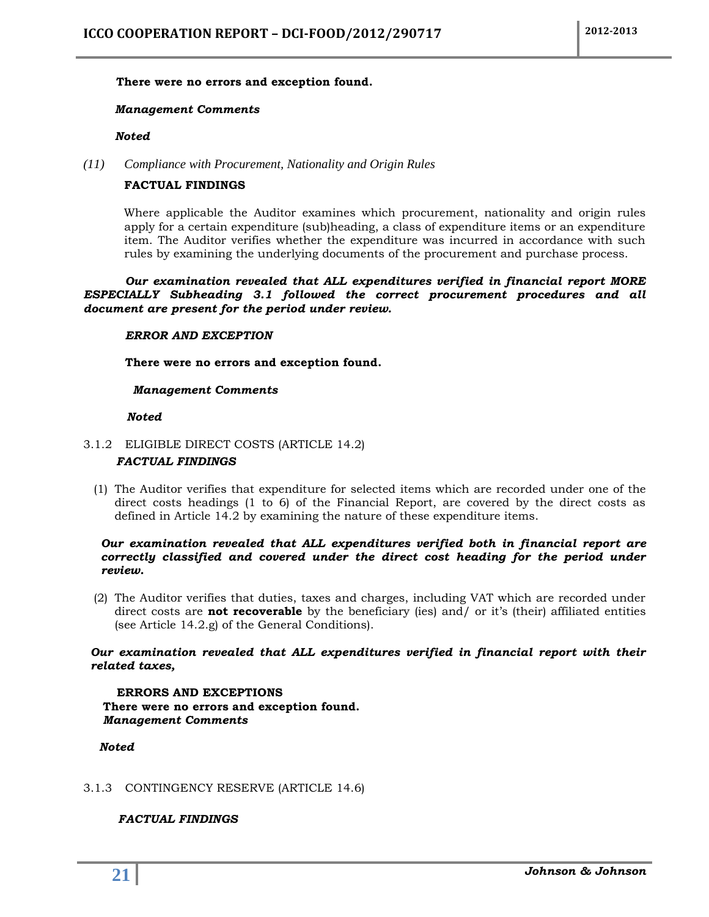**There were no errors and exception found.**

***Management Comments***

***Noted***

*(11) Compliance with Procurement, Nationality and Origin Rules*

**FACTUAL FINDINGS**

Where applicable the Auditor examines which procurement, nationality and origin rules apply for a certain expenditure (sub)heading, a class of expenditure items or an expenditure item. The Auditor verifies whether the expenditure was incurred in accordance with such rules by examining the underlying documents of the procurement and purchase process.

***Our examination revealed that ALL expenditures verified in financial report MORE ESPECIALLY Subheading 3.1 followed the correct procurement procedures and all document are present for the period under review.***

***ERROR AND EXCEPTION***

**There were no errors and exception found.**

***Management Comments***

***Noted***

3.1.2 ELIGIBLE DIRECT COSTS (ARTICLE 14.2)

***FACTUAL FINDINGS***

(1) The Auditor verifies that expenditure for selected items which are recorded under one of the direct costs headings (1 to 6) of the Financial Report, are covered by the direct costs as defined in Article 14.2 by examining the nature of these expenditure items.

***Our examination revealed that ALL expenditures verified both in financial report are correctly classified and covered under the direct cost heading for the period under review.***

(2) The Auditor verifies that duties, taxes and charges, including VAT which are recorded under direct costs are **not recoverable** by the beneficiary (ies) and/ or it's (their) affiliated entities (see Article 14.2.g) of the General Conditions).

***Our examination revealed that ALL expenditures verified in financial report with their related taxes,***

**ERRORS AND EXCEPTIONS**

**There were no errors and exception found.**

***Management Comments***

***Noted***

3.1.3 CONTINGENCY RESERVE (ARTICLE 14.6)

***FACTUAL FINDINGS***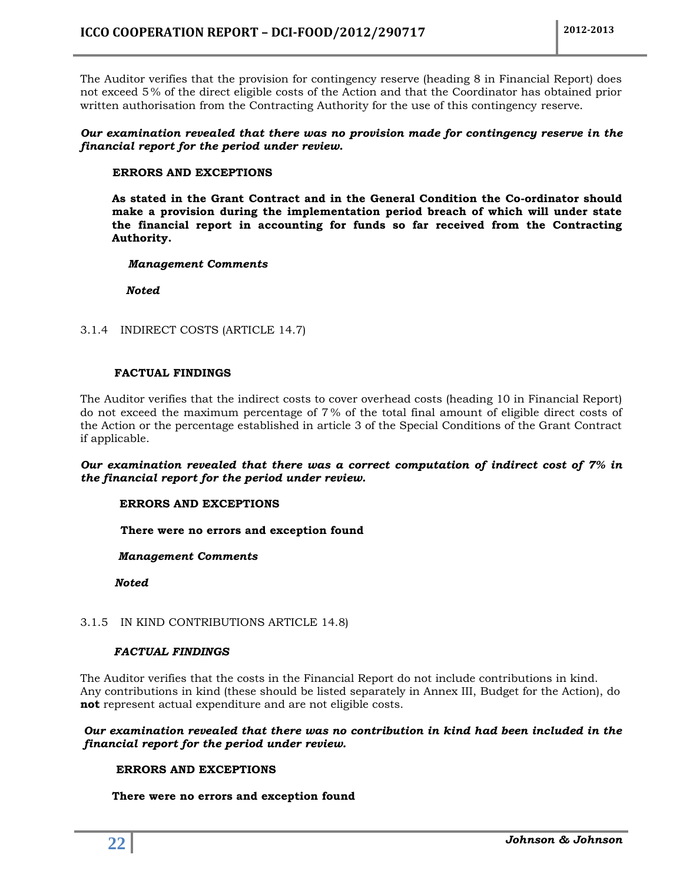The Auditor verifies that the provision for contingency reserve (heading 8 in Financial Report) does not exceed 5% of the direct eligible costs of the Action and that the Coordinator has obtained prior written authorisation from the Contracting Authority for the use of this contingency reserve.

***Our examination revealed that there was no provision made for contingency reserve in the financial report for the period under review.***

**ERRORS AND EXCEPTIONS**

**As stated in the Grant Contract and in the General Condition the Co-ordinator should make a provision during the implementation period breach of which will under state the financial report in accounting for funds so far received from the Contracting Authority.**

***Management Comments***

***Noted***

### 3.1.4 INDIRECT COSTS (ARTICLE 14.7)

**FACTUAL FINDINGS**

The Auditor verifies that the indirect costs to cover overhead costs (heading 10 in Financial Report) do not exceed the maximum percentage of 7% of the total final amount of eligible direct costs of the Action or the percentage established in article 3 of the Special Conditions of the Grant Contract if applicable.

***Our examination revealed that there was a correct computation of indirect cost of 7% in the financial report for the period under review.***

**ERRORS AND EXCEPTIONS**

**There were no errors and exception found**

***Management Comments***

***Noted***

### 3.1.5 IN KIND CONTRIBUTIONS ARTICLE 14.8)

***FACTUAL FINDINGS***

The Auditor verifies that the costs in the Financial Report do not include contributions in kind. Any contributions in kind (these should be listed separately in Annex III, Budget for the Action), do **not** represent actual expenditure and are not eligible costs.

***Our examination revealed that there was no contribution in kind had been included in the financial report for the period under review.***

**ERRORS AND EXCEPTIONS**

**There were no errors and exception found**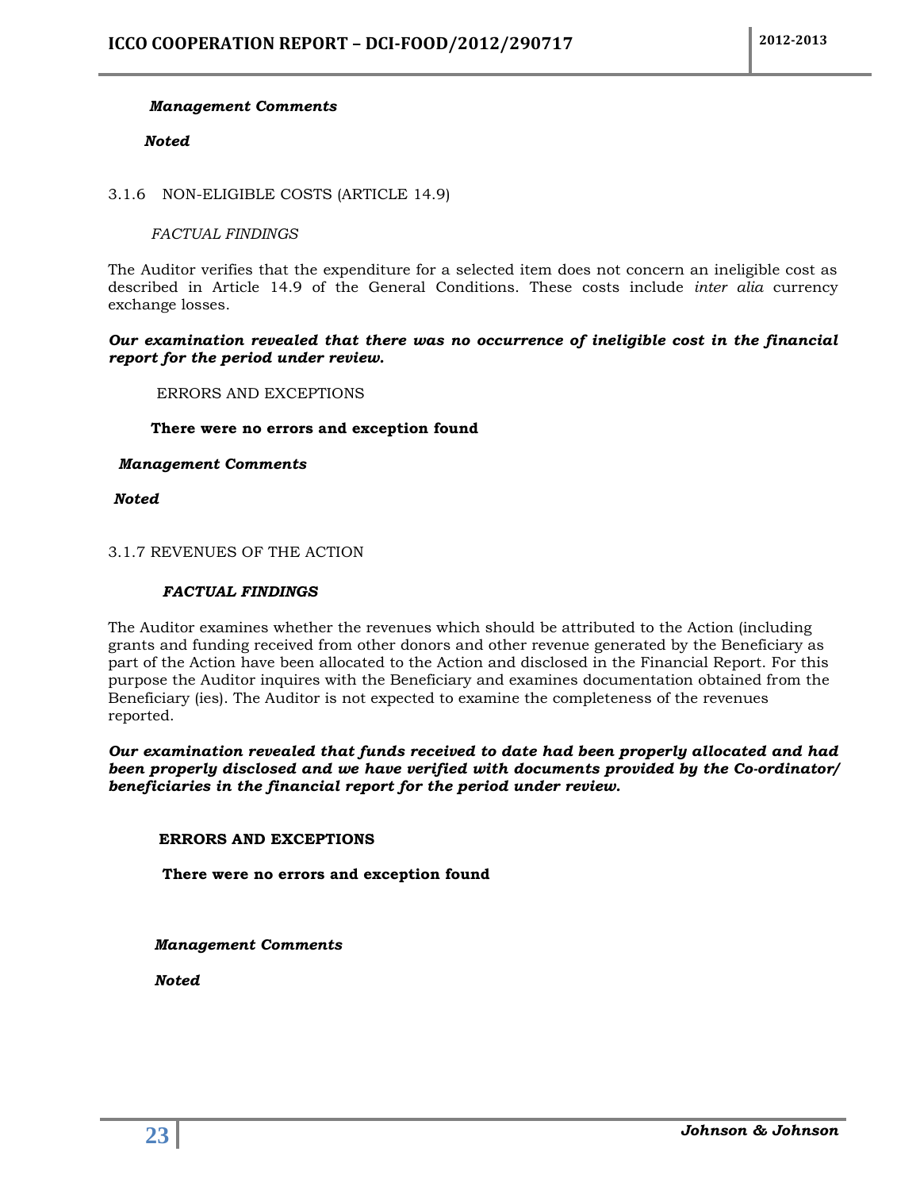***Management Comments***

***Noted***

### 3.1.6 NON-ELIGIBLE COSTS (ARTICLE 14.9)

*FACTUAL FINDINGS*

The Auditor verifies that the expenditure for a selected item does not concern an ineligible cost as described in Article 14.9 of the General Conditions. These costs include *inter alia* currency exchange losses.

***Our examination revealed that there was no occurrence of ineligible cost in the financial report for the period under review.***

ERRORS AND EXCEPTIONS

**There were no errors and exception found**

***Management Comments***

***Noted***

### 3.1.7 REVENUES OF THE ACTION

***FACTUAL FINDINGS***

The Auditor examines whether the revenues which should be attributed to the Action (including grants and funding received from other donors and other revenue generated by the Beneficiary as part of the Action have been allocated to the Action and disclosed in the Financial Report. For this purpose the Auditor inquires with the Beneficiary and examines documentation obtained from the Beneficiary (ies). The Auditor is not expected to examine the completeness of the revenues reported.

***Our examination revealed that funds received to date had been properly allocated and had been properly disclosed and we have verified with documents provided by the Co-ordinator/ beneficiaries in the financial report for the period under review.***

**ERRORS AND EXCEPTIONS**

**There were no errors and exception found**

***Management Comments***

***Noted***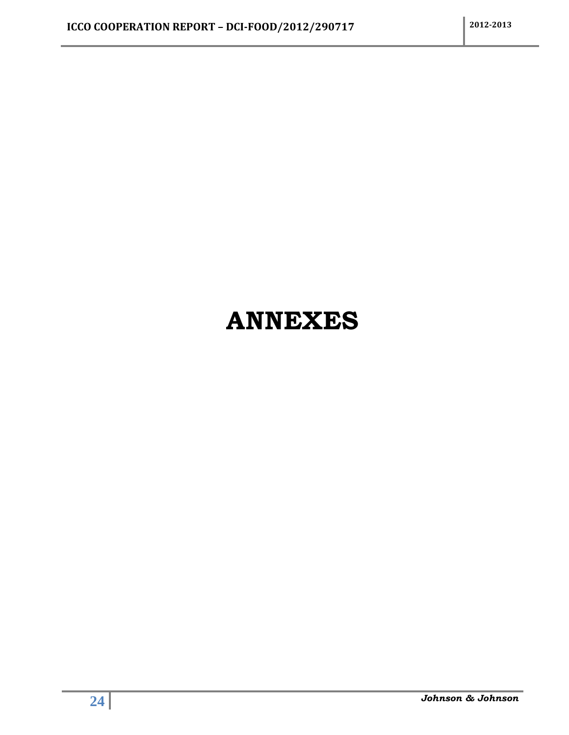# ANNEXES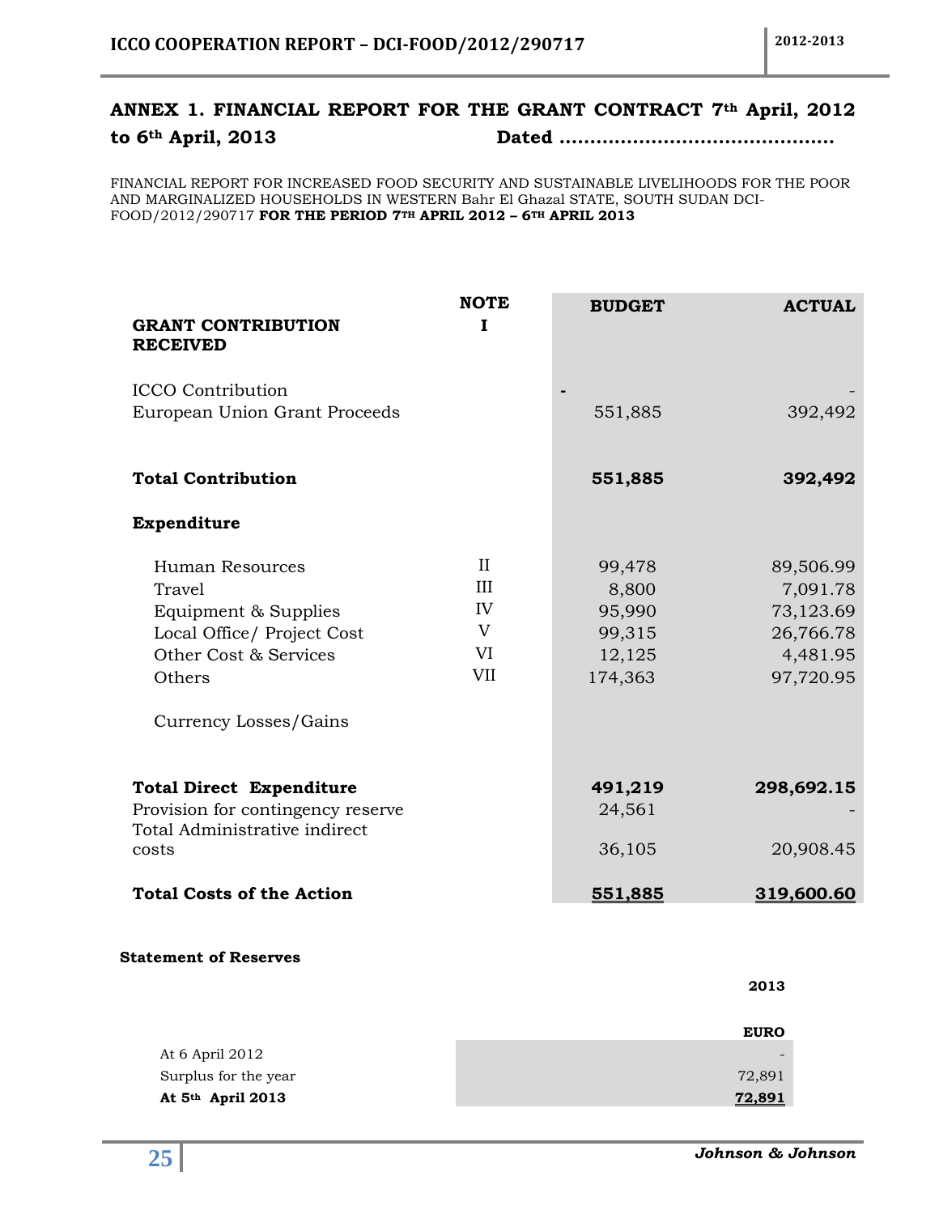## ANNEX 1. FINANCIAL REPORT FOR THE GRANT CONTRACT 7th April, 2012 to 6th April, 2013 Dated ……………………………………

FINANCIAL REPORT FOR INCREASED FOOD SECURITY AND SUSTAINABLE LIVELIHOODS FOR THE POOR AND MARGINALIZED HOUSEHOLDS IN WESTERN Bahr El Ghazal STATE, SOUTH SUDAN DCI-FOOD/2012/290717 **FOR THE PERIOD 7TH APRIL 2012 – 6TH APRIL 2013**

| | NOTE | BUDGET | ACTUAL |
|---|---|---|---|
| **GRANT CONTRIBUTION RECEIVED** | I | | |
| ICCO Contribution | | - | - |
| European Union Grant Proceeds | | 551,885 | 392,492 |
| **Total Contribution** | | **551,885** | **392,492** |
| **Expenditure** | | | |
| Human Resources | II | 99,478 | 89,506.99 |
| Travel | III | 8,800 | 7,091.78 |
| Equipment & Supplies | IV | 95,990 | 73,123.69 |
| Local Office/ Project Cost | V | 99,315 | 26,766.78 |
| Other Cost & Services | VI | 12,125 | 4,481.95 |
| Others | VII | 174,363 | 97,720.95 |
| Currency Losses/Gains | | | |
| **Total Direct Expenditure** | | **491,219** | **298,692.15** |
| Provision for contingency reserve | | 24,561 | - |
| Total Administrative indirect costs | | 36,105 | 20,908.45 |
| **Total Costs of the Action** | | **551,885** | **319,600.60** |

**Statement of Reserves**

| | 2013 |
|---|---|
| | **EURO** |
| At 6 April 2012 | - |
| Surplus for the year | 72,891 |
| **At 5th April 2013** | **72,891** |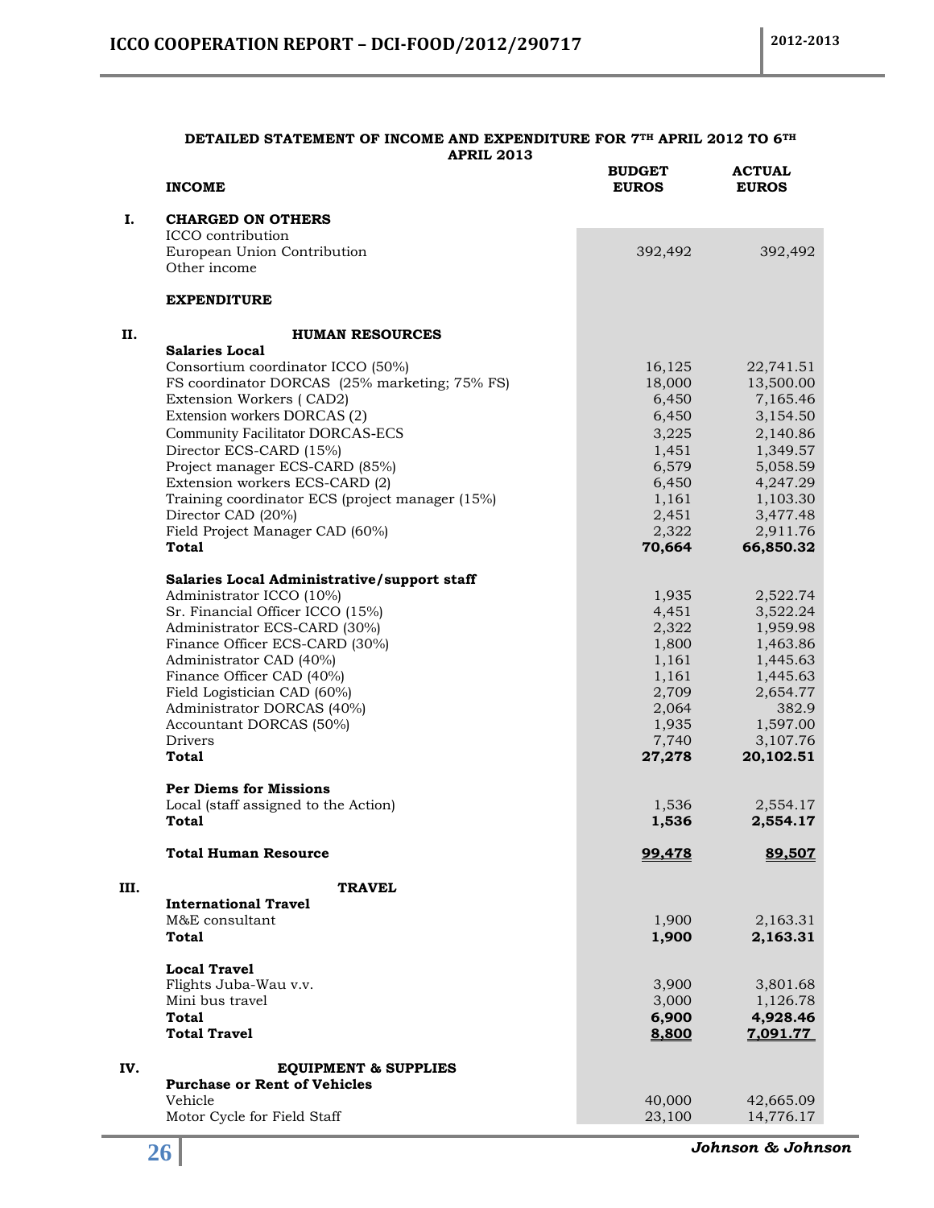**DETAILED STATEMENT OF INCOME AND EXPENDITURE FOR 7TH APRIL 2012 TO 6TH APRIL 2013**

| | INCOME | BUDGET EUROS | ACTUAL EUROS |
|---|---|---|---|
| **I.** | **CHARGED ON OTHERS** | | |
| | ICCO contribution | | |
| | European Union Contribution | 392,492 | 392,492 |
| | Other income | | |
| | **EXPENDITURE** | | |
| **II.** | **HUMAN RESOURCES** | | |
| | **Salaries Local** | | |
| | Consortium coordinator ICCO (50%) | 16,125 | 22,741.51 |
| | FS coordinator DORCAS (25% marketing; 75% FS) | 18,000 | 13,500.00 |
| | Extension Workers ( CAD2) | 6,450 | 7,165.46 |
| | Extension workers DORCAS (2) | 6,450 | 3,154.50 |
| | Community Facilitator DORCAS-ECS | 3,225 | 2,140.86 |
| | Director ECS-CARD (15%) | 1,451 | 1,349.57 |
| | Project manager ECS-CARD (85%) | 6,579 | 5,058.59 |
| | Extension workers ECS-CARD (2) | 6,450 | 4,247.29 |
| | Training coordinator ECS (project manager (15%) | 1,161 | 1,103.30 |
| | Director CAD (20%) | 2,451 | 3,477.48 |
| | Field Project Manager CAD (60%) | 2,322 | 2,911.76 |
| | **Total** | **70,664** | **66,850.32** |
| | **Salaries Local Administrative/support staff** | | |
| | Administrator ICCO (10%) | 1,935 | 2,522.74 |
| | Sr. Financial Officer ICCO (15%) | 4,451 | 3,522.24 |
| | Administrator ECS-CARD (30%) | 2,322 | 1,959.98 |
| | Finance Officer ECS-CARD (30%) | 1,800 | 1,463.86 |
| | Administrator CAD (40%) | 1,161 | 1,445.63 |
| | Finance Officer CAD (40%) | 1,161 | 1,445.63 |
| | Field Logistician CAD (60%) | 2,709 | 2,654.77 |
| | Administrator DORCAS (40%) | 2,064 | 382.9 |
| | Accountant DORCAS (50%) | 1,935 | 1,597.00 |
| | Drivers | 7,740 | 3,107.76 |
| | **Total** | **27,278** | **20,102.51** |
| | **Per Diems for Missions** | | |
| | Local (staff assigned to the Action) | 1,536 | 2,554.17 |
| | **Total** | **1,536** | **2,554.17** |
| | **Total Human Resource** | **99,478** | **89,507** |
| **III.** | **TRAVEL** | | |
| | **International Travel** | | |
| | M&E consultant | 1,900 | 2,163.31 |
| | **Total** | **1,900** | **2,163.31** |
| | **Local Travel** | | |
| | Flights Juba-Wau v.v. | 3,900 | 3,801.68 |
| | Mini bus travel | 3,000 | 1,126.78 |
| | **Total** | **6,900** | **4,928.46** |
| | **Total Travel** | **8,800** | **7,091.77** |
| **IV.** | **EQUIPMENT & SUPPLIES** | | |
| | **Purchase or Rent of Vehicles** | | |
| | Vehicle | 40,000 | 42,665.09 |
| | Motor Cycle for Field Staff | 23,100 | 14,776.17 |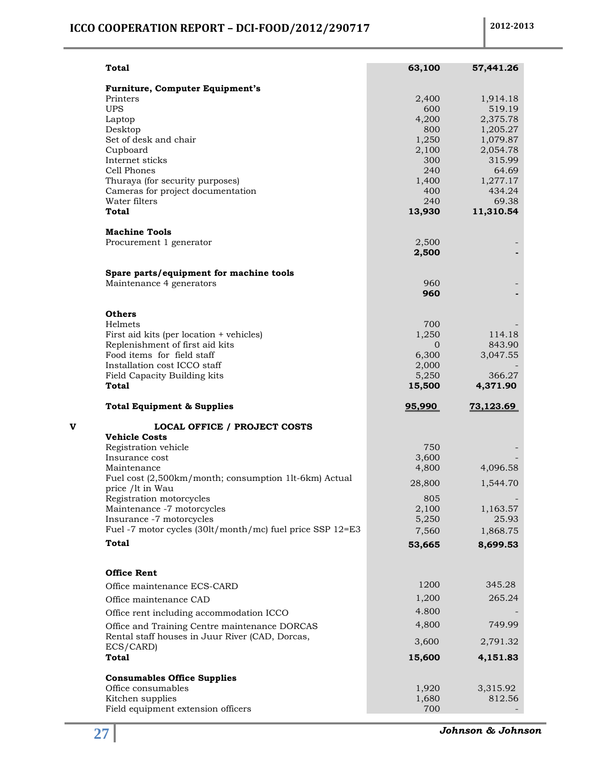| | | | |
|---|---|---|---|
| | **Total** | **63,100** | **57,441.26** |
| | **Furniture, Computer Equipment's** | | |
| | Printers | 2,400 | 1,914.18 |
| | UPS | 600 | 519.19 |
| | Laptop | 4,200 | 2,375.78 |
| | Desktop | 800 | 1,205.27 |
| | Set of desk and chair | 1,250 | 1,079.87 |
| | Cupboard | 2,100 | 2,054.78 |
| | Internet sticks | 300 | 315.99 |
| | Cell Phones | 240 | 64.69 |
| | Thuraya (for security purposes) | 1,400 | 1,277.17 |
| | Cameras for project documentation | 400 | 434.24 |
| | Water filters | 240 | 69.38 |
| | **Total** | **13,930** | **11,310.54** |
| | **Machine Tools** | | |
| | Procurement 1 generator | 2,500 | - |
| | | **2,500** | **-** |
| | **Spare parts/equipment for machine tools** | | |
| | Maintenance 4 generators | 960 | - |
| | | **960** | **-** |
| | **Others** | | |
| | Helmets | 700 | - |
| | First aid kits (per location + vehicles) | 1,250 | 114.18 |
| | Replenishment of first aid kits | 0 | 843.90 |
| | Food items for field staff | 6,300 | 3,047.55 |
| | Installation cost ICCO staff | 2,000 | - |
| | Field Capacity Building kits | 5,250 | 366.27 |
| | **Total** | **15,500** | **4,371.90** |
| | **Total Equipment & Supplies** | **95,990** | **73,123.69** |
| **V** | **LOCAL OFFICE / PROJECT COSTS** | | |
| | **Vehicle Costs** | | |
| | Registration vehicle | 750 | - |
| | Insurance cost | 3,600 | - |
| | Maintenance | 4,800 | 4,096.58 |
| | Fuel cost (2,500km/month; consumption 1lt-6km) Actual price /lt in Wau | 28,800 | 1,544.70 |
| | Registration motorcycles | 805 | - |
| | Maintenance -7 motorcycles | 2,100 | 1,163.57 |
| | Insurance -7 motorcycles | 5,250 | 25.93 |
| | Fuel -7 motor cycles (30lt/month/mc) fuel price SSP 12=E3 | 7,560 | 1,868.75 |
| | **Total** | **53,665** | **8,699.53** |
| | **Office Rent** | | |
| | Office maintenance ECS-CARD | 1200 | 345.28 |
| | Office maintenance CAD | 1,200 | 265.24 |
| | Office rent including accommodation ICCO | 4.800 | - |
| | Office and Training Centre maintenance DORCAS | 4,800 | 749.99 |
| | Rental staff houses in Juur River (CAD, Dorcas, ECS/CARD) | 3,600 | 2,791.32 |
| | **Total** | **15,600** | **4,151.83** |
| | **Consumables Office Supplies** | | |
| | Office consumables | 1,920 | 3,315.92 |
| | Kitchen supplies | 1,680 | 812.56 |
| | Field equipment extension officers | 700 | - |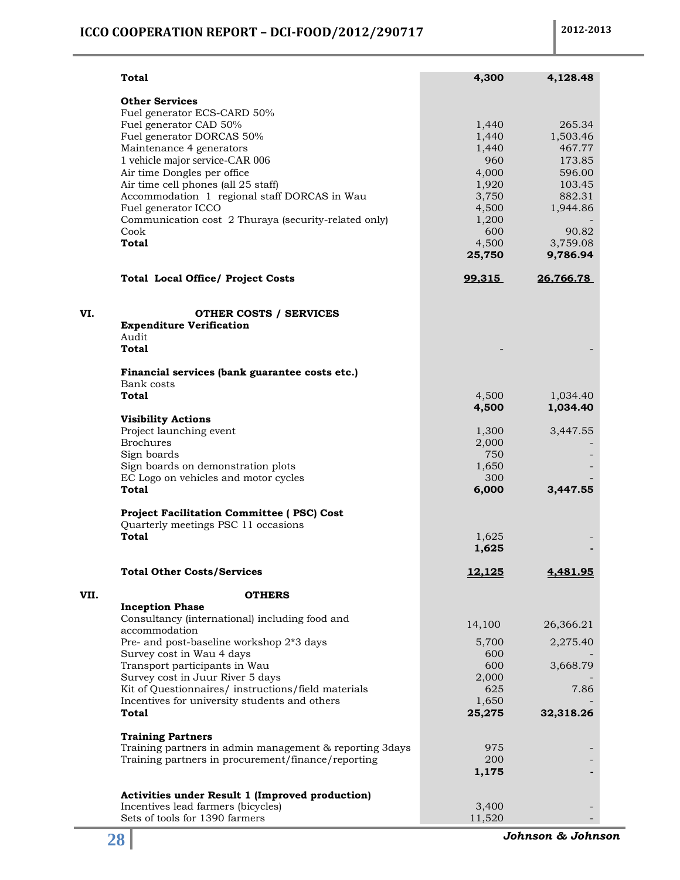| | | | |
|---|---|---|---|
| | **Total** | **4,300** | **4,128.48** |
| | **Other Services** | | |
| | Fuel generator ECS-CARD 50% | | |
| | Fuel generator CAD 50% | 1,440 | 265.34 |
| | Fuel generator DORCAS 50% | 1,440 | 1,503.46 |
| | Maintenance 4 generators | 1,440 | 467.77 |
| | 1 vehicle major service-CAR 006 | 960 | 173.85 |
| | Air time Dongles per office | 4,000 | 596.00 |
| | Air time cell phones (all 25 staff) | 1,920 | 103.45 |
| | Accommodation 1 regional staff DORCAS in Wau | 3,750 | 882.31 |
| | Fuel generator ICCO | 4,500 | 1,944.86 |
| | Communication cost 2 Thuraya (security-related only) | 1,200 | - |
| | Cook | 600 | 90.82 |
| | **Total** | 4,500 | 3,759.08 |
| | | **25,750** | **9,786.94** |
| | **Total Local Office/ Project Costs** | **99,315** | **26,766.78** |
| **VI.** | **OTHER COSTS / SERVICES** | | |
| | **Expenditure Verification** | | |
| | Audit | | |
| | **Total** | - | - |
| | **Financial services (bank guarantee costs etc.)** | | |
| | Bank costs | | |
| | **Total** | 4,500 | 1,034.40 |
| | | **4,500** | **1,034.40** |
| | **Visibility Actions** | | |
| | Project launching event | 1,300 | 3,447.55 |
| | Brochures | 2,000 | - |
| | Sign boards | 750 | - |
| | Sign boards on demonstration plots | 1,650 | - |
| | EC Logo on vehicles and motor cycles | 300 | - |
| | **Total** | **6,000** | **3,447.55** |
| | **Project Facilitation Committee ( PSC) Cost** | | |
| | Quarterly meetings PSC 11 occasions | | |
| | **Total** | 1,625 | - |
| | | **1,625** | **-** |
| | **Total Other Costs/Services** | **12,125** | **4,481.95** |
| **VII.** | **OTHERS** | | |
| | **Inception Phase** | | |
| | Consultancy (international) including food and accommodation | 14,100 | 26,366.21 |
| | Pre- and post-baseline workshop 2*3 days | 5,700 | 2,275.40 |
| | Survey cost in Wau 4 days | 600 | - |
| | Transport participants in Wau | 600 | 3,668.79 |
| | Survey cost in Juur River 5 days | 2,000 | - |
| | Kit of Questionnaires/ instructions/field materials | 625 | 7.86 |
| | Incentives for university students and others | 1,650 | - |
| | **Total** | **25,275** | **32,318.26** |
| | **Training Partners** | | |
| | Training partners in admin management & reporting 3days | 975 | - |
| | Training partners in procurement/finance/reporting | 200 | - |
| | | **1,175** | **-** |
| | **Activities under Result 1 (Improved production)** | | |
| | Incentives lead farmers (bicycles) | 3,400 | - |
| | Sets of tools for 1390 farmers | 11,520 | - |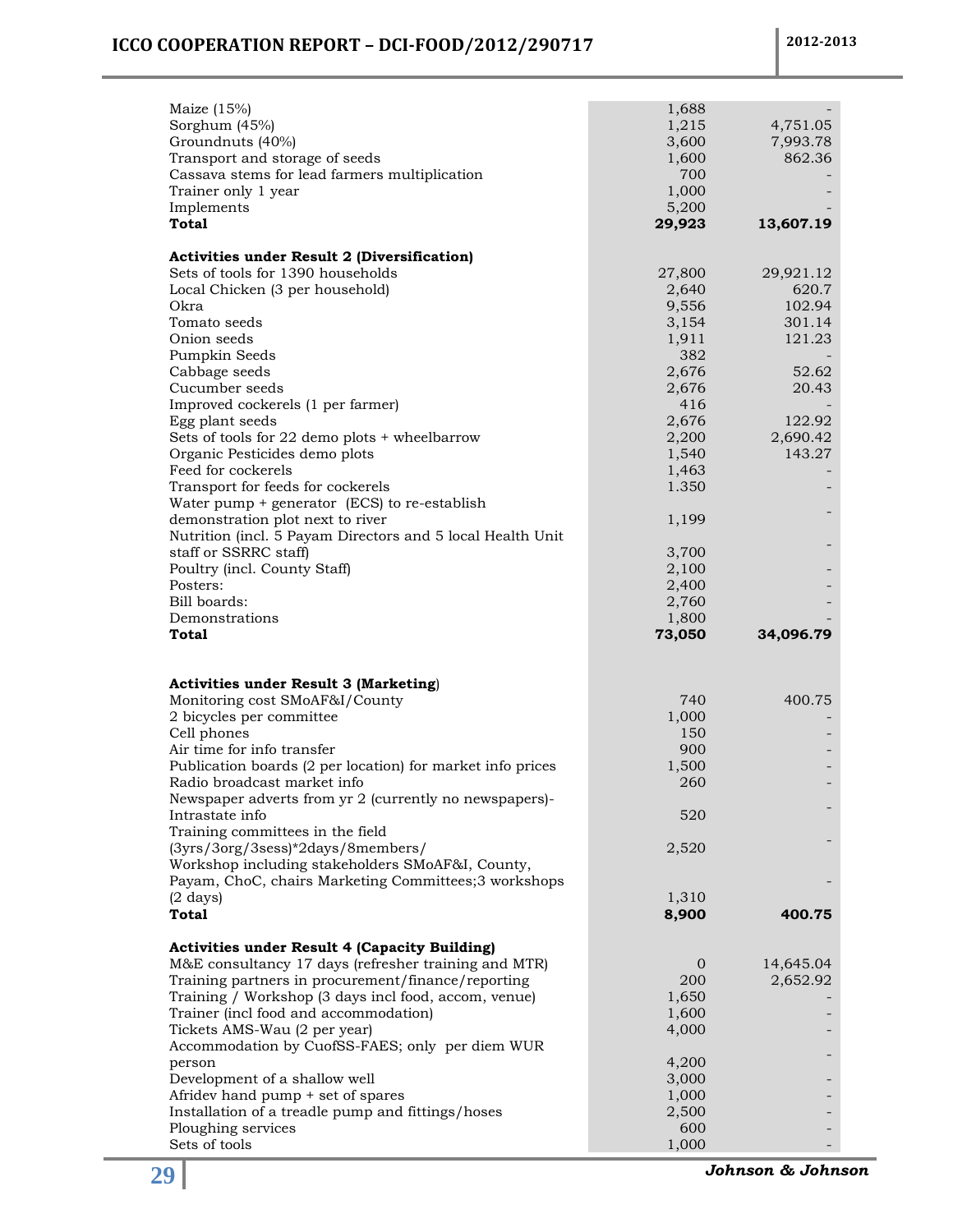| | | |
|---|---|---|
| Maize (15%) | 1,688 | - |
| Sorghum (45%) | 1,215 | 4,751.05 |
| Groundnuts (40%) | 3,600 | 7,993.78 |
| Transport and storage of seeds | 1,600 | 862.36 |
| Cassava stems for lead farmers multiplication | 700 | - |
| Trainer only 1 year | 1,000 | - |
| Implements | 5,200 | - |
| **Total** | **29,923** | **13,607.19** |
| | | |
| **Activities under Result 2 (Diversification)** | | |
| Sets of tools for 1390 households | 27,800 | 29,921.12 |
| Local Chicken (3 per household) | 2,640 | 620.7 |
| Okra | 9,556 | 102.94 |
| Tomato seeds | 3,154 | 301.14 |
| Onion seeds | 1,911 | 121.23 |
| Pumpkin Seeds | 382 | - |
| Cabbage seeds | 2,676 | 52.62 |
| Cucumber seeds | 2,676 | 20.43 |
| Improved cockerels (1 per farmer) | 416 | - |
| Egg plant seeds | 2,676 | 122.92 |
| Sets of tools for 22 demo plots + wheelbarrow | 2,200 | 2,690.42 |
| Organic Pesticides demo plots | 1,540 | 143.27 |
| Feed for cockerels | 1,463 | - |
| Transport for feeds for cockerels | 1.350 | - |
| Water pump + generator (ECS) to re-establish demonstration plot next to river | 1,199 | - |
| Nutrition (incl. 5 Payam Directors and 5 local Health Unit staff or SSRRC staff) | 3,700 | - |
| Poultry (incl. County Staff) | 2,100 | - |
| Posters: | 2,400 | - |
| Bill boards: | 2,760 | - |
| Demonstrations | 1,800 | - |
| **Total** | **73,050** | **34,096.79** |
| | | |
| **Activities under Result 3 (Marketing)** | | |
| Monitoring cost SMoAF&I/County | 740 | 400.75 |
| 2 bicycles per committee | 1,000 | - |
| Cell phones | 150 | - |
| Air time for info transfer | 900 | - |
| Publication boards (2 per location) for market info prices | 1,500 | - |
| Radio broadcast market info | 260 | - |
| Newspaper adverts from yr 2 (currently no newspapers)-Intrastate info | 520 | - |
| Training committees in the field (3yrs/3org/3sess)*2days/8members/ | 2,520 | - |
| Workshop including stakeholders SMoAF&I, County, Payam, ChoC, chairs Marketing Committees;3 workshops (2 days) | 1,310 | - |
| **Total** | **8,900** | **400.75** |
| | | |
| **Activities under Result 4 (Capacity Building)** | | |
| M&E consultancy 17 days (refresher training and MTR) | 0 | 14,645.04 |
| Training partners in procurement/finance/reporting | 200 | 2,652.92 |
| Training / Workshop (3 days incl food, accom, venue) | 1,650 | - |
| Trainer (incl food and accommodation) | 1,600 | - |
| Tickets AMS-Wau (2 per year) | 4,000 | - |
| Accommodation by CufSS-FAES; only per diem WUR person | 4,200 | - |
| Development of a shallow well | 3,000 | - |
| Afridev hand pump + set of spares | 1,000 | - |
| Installation of a treadle pump and fittings/hoses | 2,500 | - |
| Ploughing services | 600 | - |
| Sets of tools | 1,000 | - |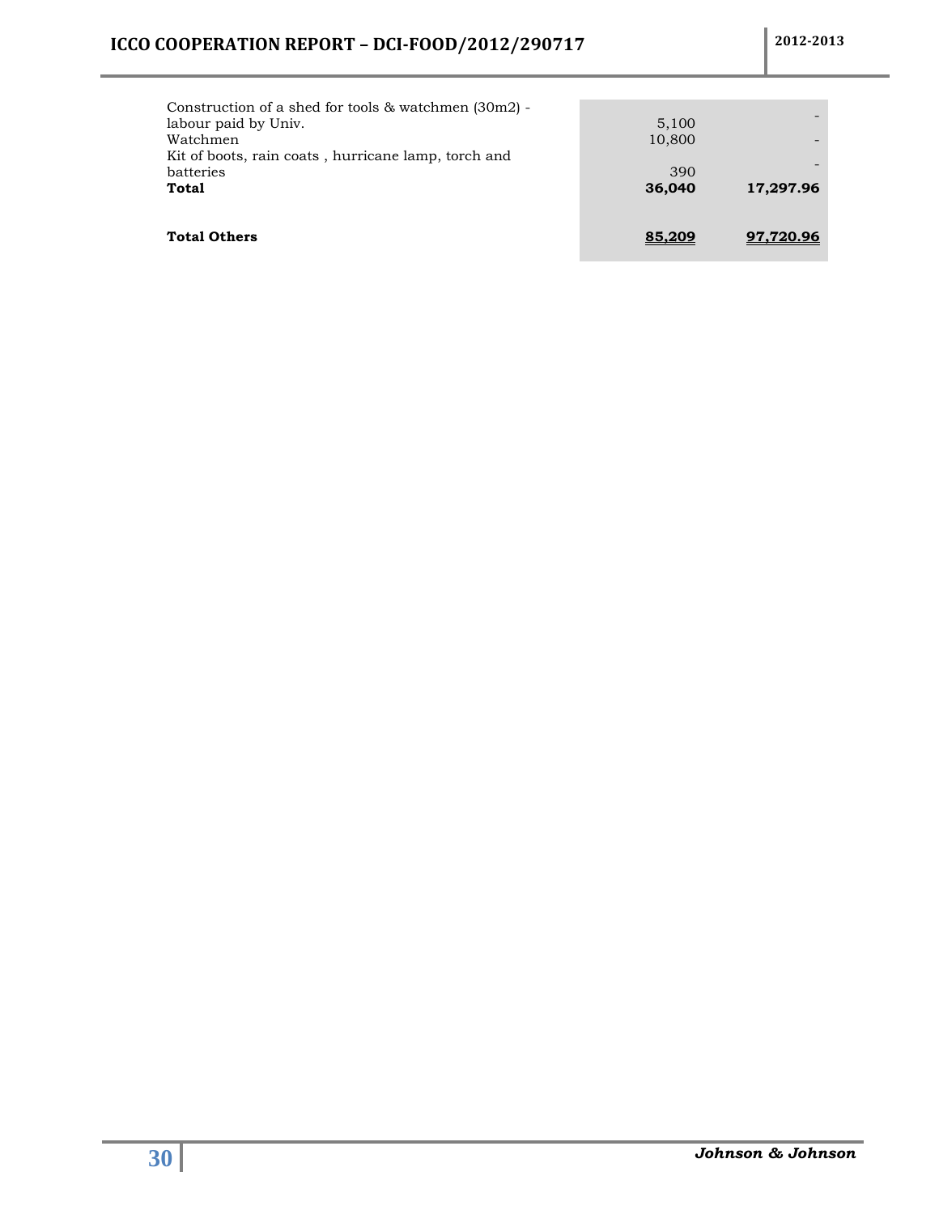| | | |
|---|---|---|
| Construction of a shed for tools & watchmen (30m2) - labour paid by Univ. | 5,100 | - |
| Watchmen | 10,800 | - |
| Kit of boots, rain coats , hurricane lamp, torch and batteries | 390 | - |
| **Total** | **36,040** | **17,297.96** |
| | | |
| **Total Others** | **85,209** | **97,720.96** |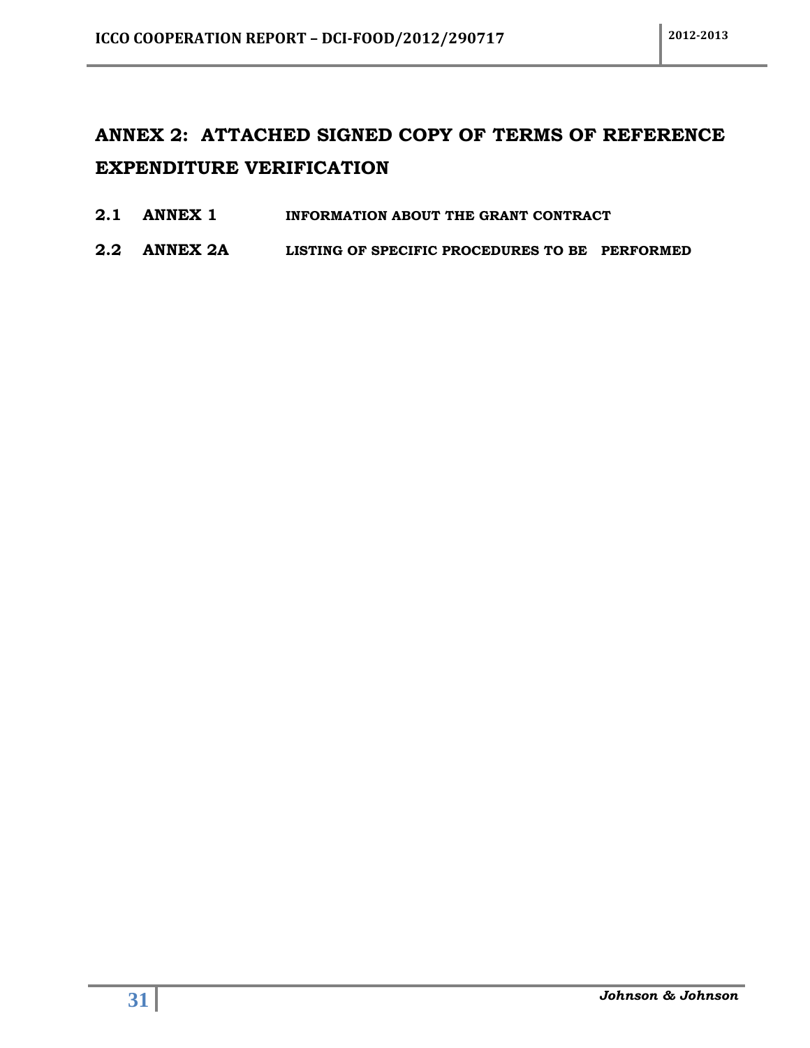# ANNEX 2: ATTACHED SIGNED COPY OF TERMS OF REFERENCE EXPENDITURE VERIFICATION

**2.1 ANNEX 1** INFORMATION ABOUT THE GRANT CONTRACT

**2.2 ANNEX 2A** LISTING OF SPECIFIC PROCEDURES TO BE PERFORMED